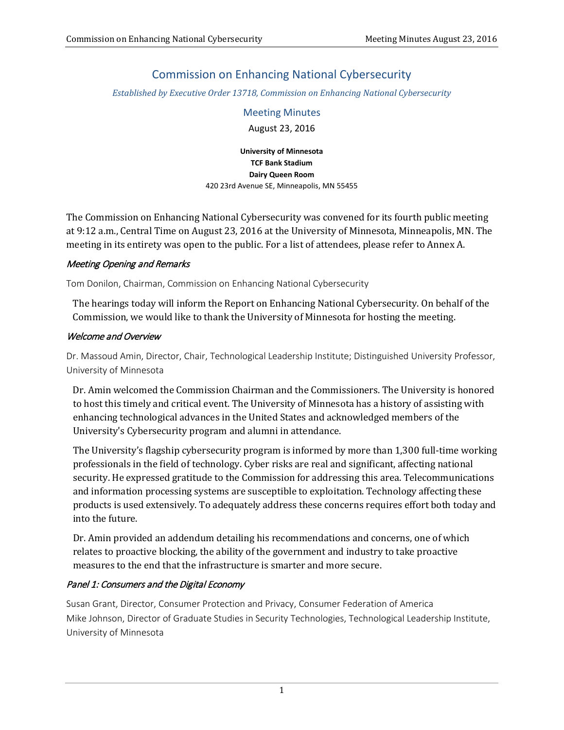# Commission on Enhancing National Cybersecurity

*Established by Executive Order 13718, Commission on Enhancing National Cybersecurity*

## Meeting Minutes

August 23, 2016

**University of Minnesota**
**TCF Bank Stadium**
**Dairy Queen Room**
420 23rd Avenue SE, Minneapolis, MN 55455

The Commission on Enhancing National Cybersecurity was convened for its fourth public meeting at 9:12 a.m., Central Time on August 23, 2016 at the University of Minnesota, Minneapolis, MN. The meeting in its entirety was open to the public. For a list of attendees, please refer to Annex A.

### *Meeting Opening and Remarks*

Tom Donilon, Chairman, Commission on Enhancing National Cybersecurity

The hearings today will inform the Report on Enhancing National Cybersecurity. On behalf of the Commission, we would like to thank the University of Minnesota for hosting the meeting.

### *Welcome and Overview*

Dr. Massoud Amin, Director, Chair, Technological Leadership Institute; Distinguished University Professor, University of Minnesota

Dr. Amin welcomed the Commission Chairman and the Commissioners. The University is honored to host this timely and critical event. The University of Minnesota has a history of assisting with enhancing technological advances in the United States and acknowledged members of the University's Cybersecurity program and alumni in attendance.

The University's flagship cybersecurity program is informed by more than 1,300 full-time working professionals in the field of technology. Cyber risks are real and significant, affecting national security. He expressed gratitude to the Commission for addressing this area. Telecommunications and information processing systems are susceptible to exploitation. Technology affecting these products is used extensively. To adequately address these concerns requires effort both today and into the future.

Dr. Amin provided an addendum detailing his recommendations and concerns, one of which relates to proactive blocking, the ability of the government and industry to take proactive measures to the end that the infrastructure is smarter and more secure.

### *Panel 1: Consumers and the Digital Economy*

Susan Grant, Director, Consumer Protection and Privacy, Consumer Federation of America
Mike Johnson, Director of Graduate Studies in Security Technologies, Technological Leadership Institute, University of Minnesota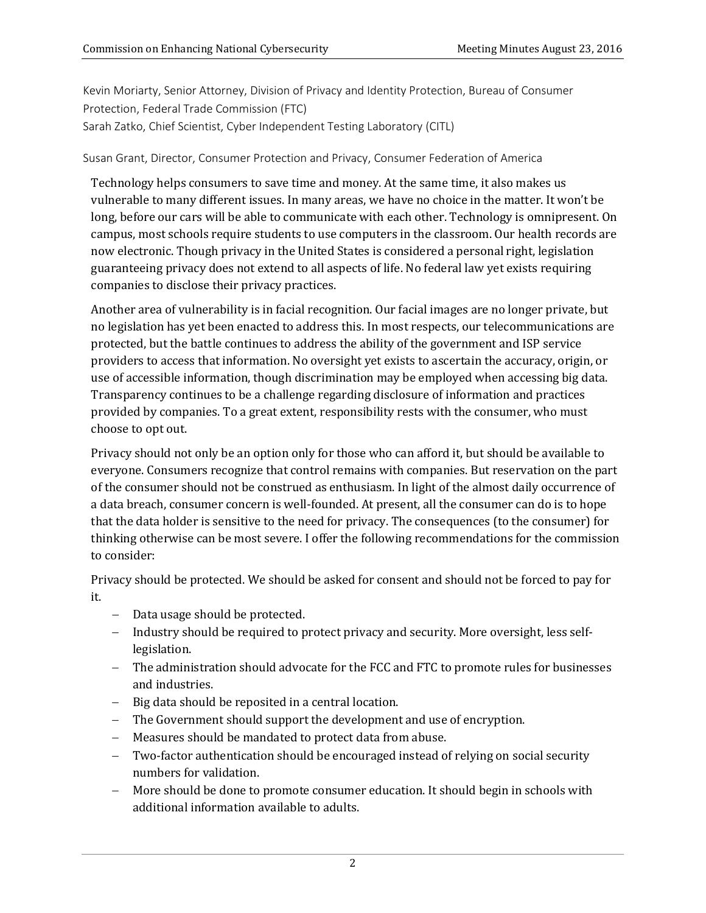Kevin Moriarty, Senior Attorney, Division of Privacy and Identity Protection, Bureau of Consumer Protection, Federal Trade Commission (FTC)
Sarah Zatko, Chief Scientist, Cyber Independent Testing Laboratory (CITL)

Susan Grant, Director, Consumer Protection and Privacy, Consumer Federation of America

Technology helps consumers to save time and money. At the same time, it also makes us vulnerable to many different issues. In many areas, we have no choice in the matter. It won't be long, before our cars will be able to communicate with each other. Technology is omnipresent. On campus, most schools require students to use computers in the classroom. Our health records are now electronic. Though privacy in the United States is considered a personal right, legislation guaranteeing privacy does not extend to all aspects of life. No federal law yet exists requiring companies to disclose their privacy practices.

Another area of vulnerability is in facial recognition. Our facial images are no longer private, but no legislation has yet been enacted to address this. In most respects, our telecommunications are protected, but the battle continues to address the ability of the government and ISP service providers to access that information. No oversight yet exists to ascertain the accuracy, origin, or use of accessible information, though discrimination may be employed when accessing big data. Transparency continues to be a challenge regarding disclosure of information and practices provided by companies. To a great extent, responsibility rests with the consumer, who must choose to opt out.

Privacy should not only be an option only for those who can afford it, but should be available to everyone. Consumers recognize that control remains with companies. But reservation on the part of the consumer should not be construed as enthusiasm. In light of the almost daily occurrence of a data breach, consumer concern is well-founded. At present, all the consumer can do is to hope that the data holder is sensitive to the need for privacy. The consequences (to the consumer) for thinking otherwise can be most severe. I offer the following recommendations for the commission to consider:

Privacy should be protected. We should be asked for consent and should not be forced to pay for it.

- Data usage should be protected.
- Industry should be required to protect privacy and security. More oversight, less self-legislation.
- The administration should advocate for the FCC and FTC to promote rules for businesses and industries.
- Big data should be reposited in a central location.
- The Government should support the development and use of encryption.
- Measures should be mandated to protect data from abuse.
- Two-factor authentication should be encouraged instead of relying on social security numbers for validation.
- More should be done to promote consumer education. It should begin in schools with additional information available to adults.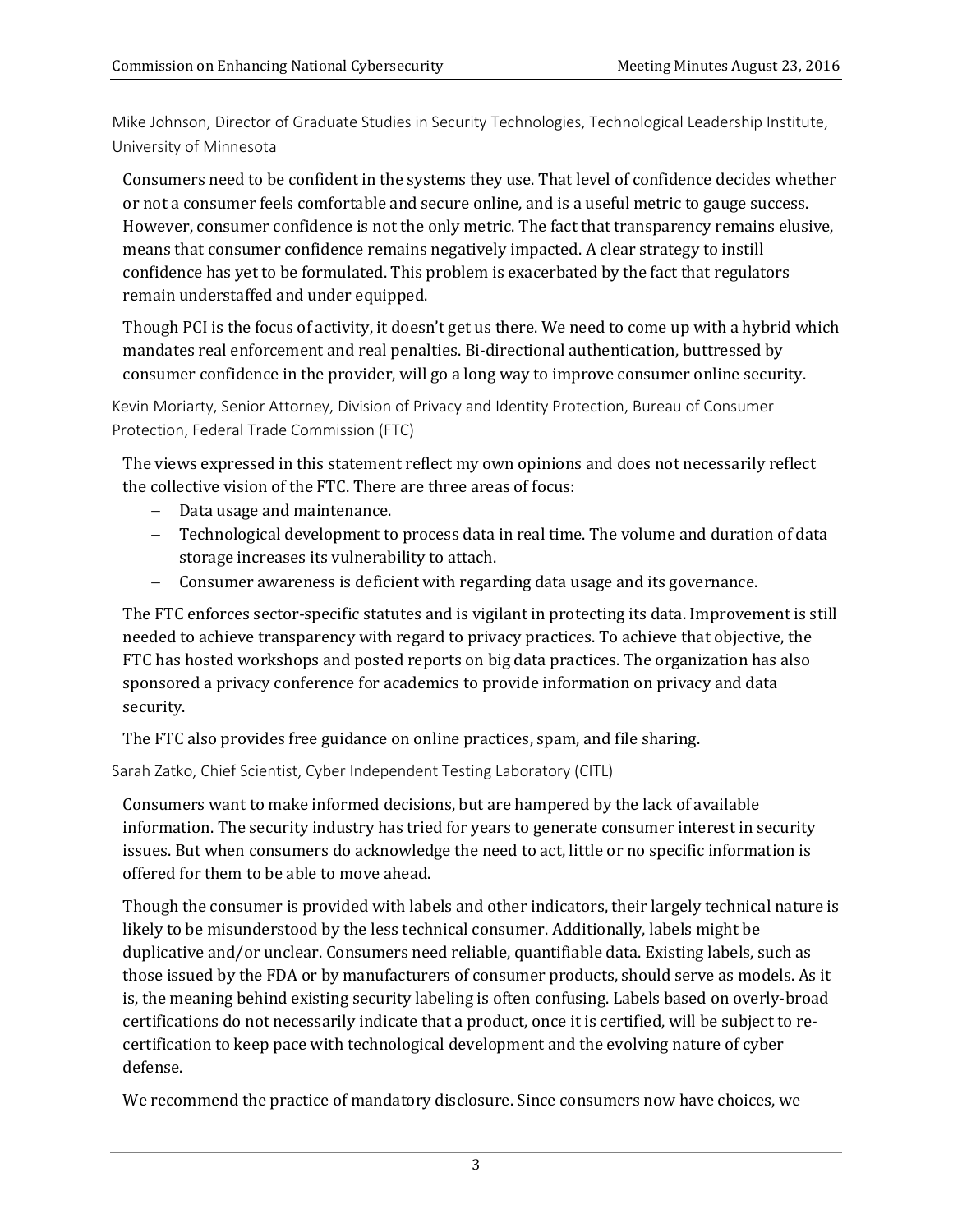Mike Johnson, Director of Graduate Studies in Security Technologies, Technological Leadership Institute, University of Minnesota

Consumers need to be confident in the systems they use. That level of confidence decides whether or not a consumer feels comfortable and secure online, and is a useful metric to gauge success. However, consumer confidence is not the only metric. The fact that transparency remains elusive, means that consumer confidence remains negatively impacted. A clear strategy to instill confidence has yet to be formulated. This problem is exacerbated by the fact that regulators remain understaffed and under equipped.

Though PCI is the focus of activity, it doesn't get us there. We need to come up with a hybrid which mandates real enforcement and real penalties. Bi-directional authentication, buttressed by consumer confidence in the provider, will go a long way to improve consumer online security.

Kevin Moriarty, Senior Attorney, Division of Privacy and Identity Protection, Bureau of Consumer Protection, Federal Trade Commission (FTC)

The views expressed in this statement reflect my own opinions and does not necessarily reflect the collective vision of the FTC. There are three areas of focus:

- Data usage and maintenance.
- Technological development to process data in real time. The volume and duration of data storage increases its vulnerability to attach.
- Consumer awareness is deficient with regarding data usage and its governance.

The FTC enforces sector-specific statutes and is vigilant in protecting its data. Improvement is still needed to achieve transparency with regard to privacy practices. To achieve that objective, the FTC has hosted workshops and posted reports on big data practices. The organization has also sponsored a privacy conference for academics to provide information on privacy and data security.

The FTC also provides free guidance on online practices, spam, and file sharing.

Sarah Zatko, Chief Scientist, Cyber Independent Testing Laboratory (CITL)

Consumers want to make informed decisions, but are hampered by the lack of available information. The security industry has tried for years to generate consumer interest in security issues. But when consumers do acknowledge the need to act, little or no specific information is offered for them to be able to move ahead.

Though the consumer is provided with labels and other indicators, their largely technical nature is likely to be misunderstood by the less technical consumer. Additionally, labels might be duplicative and/or unclear. Consumers need reliable, quantifiable data. Existing labels, such as those issued by the FDA or by manufacturers of consumer products, should serve as models. As it is, the meaning behind existing security labeling is often confusing. Labels based on overly-broad certifications do not necessarily indicate that a product, once it is certified, will be subject to re-certification to keep pace with technological development and the evolving nature of cyber defense.

We recommend the practice of mandatory disclosure. Since consumers now have choices, we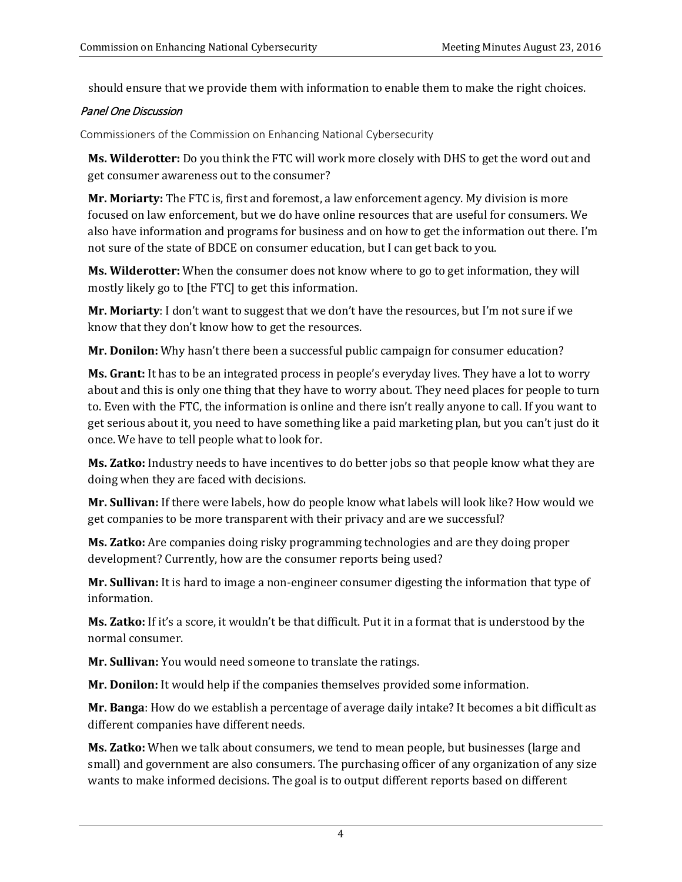should ensure that we provide them with information to enable them to make the right choices.

*Panel One Discussion*

Commissioners of the Commission on Enhancing National Cybersecurity

**Ms. Wilderotter:** Do you think the FTC will work more closely with DHS to get the word out and get consumer awareness out to the consumer?

**Mr. Moriarty:** The FTC is, first and foremost, a law enforcement agency. My division is more focused on law enforcement, but we do have online resources that are useful for consumers. We also have information and programs for business and on how to get the information out there. I'm not sure of the state of BDCE on consumer education, but I can get back to you.

**Ms. Wilderotter:** When the consumer does not know where to go to get information, they will mostly likely go to [the FTC] to get this information.

**Mr. Moriarty**: I don't want to suggest that we don't have the resources, but I'm not sure if we know that they don't know how to get the resources.

**Mr. Donilon:** Why hasn't there been a successful public campaign for consumer education?

**Ms. Grant:** It has to be an integrated process in people's everyday lives. They have a lot to worry about and this is only one thing that they have to worry about. They need places for people to turn to. Even with the FTC, the information is online and there isn't really anyone to call. If you want to get serious about it, you need to have something like a paid marketing plan, but you can't just do it once. We have to tell people what to look for.

**Ms. Zatko:** Industry needs to have incentives to do better jobs so that people know what they are doing when they are faced with decisions.

**Mr. Sullivan:** If there were labels, how do people know what labels will look like? How would we get companies to be more transparent with their privacy and are we successful?

**Ms. Zatko:** Are companies doing risky programming technologies and are they doing proper development? Currently, how are the consumer reports being used?

**Mr. Sullivan:** It is hard to image a non-engineer consumer digesting the information that type of information.

**Ms. Zatko:** If it's a score, it wouldn't be that difficult. Put it in a format that is understood by the normal consumer.

**Mr. Sullivan:** You would need someone to translate the ratings.

**Mr. Donilon:** It would help if the companies themselves provided some information.

**Mr. Banga**: How do we establish a percentage of average daily intake? It becomes a bit difficult as different companies have different needs.

**Ms. Zatko:** When we talk about consumers, we tend to mean people, but businesses (large and small) and government are also consumers. The purchasing officer of any organization of any size wants to make informed decisions. The goal is to output different reports based on different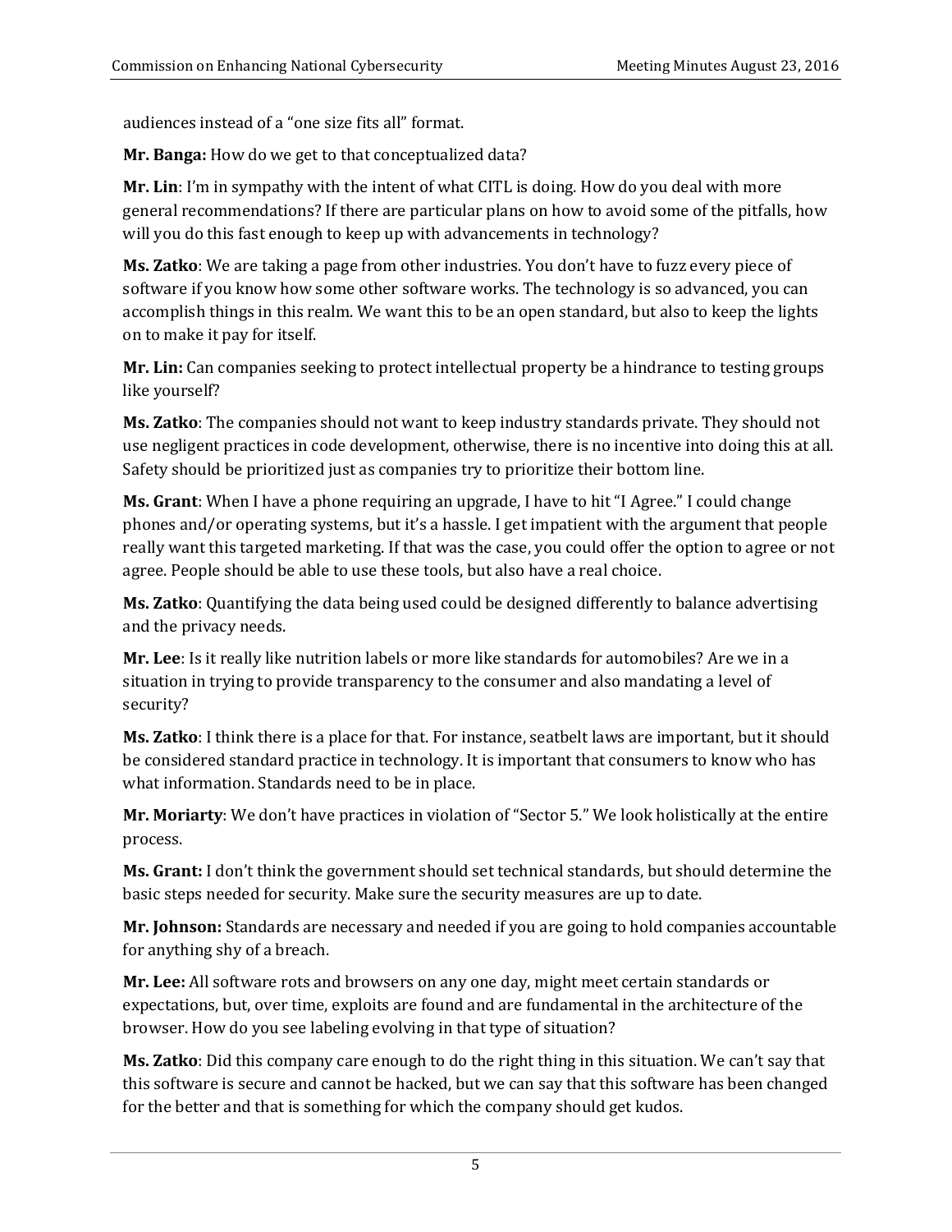audiences instead of a "one size fits all" format.

**Mr. Banga:** How do we get to that conceptualized data?

**Mr. Lin**: I'm in sympathy with the intent of what CITL is doing. How do you deal with more general recommendations? If there are particular plans on how to avoid some of the pitfalls, how will you do this fast enough to keep up with advancements in technology?

**Ms. Zatko**: We are taking a page from other industries. You don't have to fuzz every piece of software if you know how some other software works. The technology is so advanced, you can accomplish things in this realm. We want this to be an open standard, but also to keep the lights on to make it pay for itself.

**Mr. Lin:** Can companies seeking to protect intellectual property be a hindrance to testing groups like yourself?

**Ms. Zatko**: The companies should not want to keep industry standards private. They should not use negligent practices in code development, otherwise, there is no incentive into doing this at all. Safety should be prioritized just as companies try to prioritize their bottom line.

**Ms. Grant**: When I have a phone requiring an upgrade, I have to hit "I Agree." I could change phones and/or operating systems, but it's a hassle. I get impatient with the argument that people really want this targeted marketing. If that was the case, you could offer the option to agree or not agree. People should be able to use these tools, but also have a real choice.

**Ms. Zatko**: Quantifying the data being used could be designed differently to balance advertising and the privacy needs.

**Mr. Lee**: Is it really like nutrition labels or more like standards for automobiles? Are we in a situation in trying to provide transparency to the consumer and also mandating a level of security?

**Ms. Zatko**: I think there is a place for that. For instance, seatbelt laws are important, but it should be considered standard practice in technology. It is important that consumers to know who has what information. Standards need to be in place.

**Mr. Moriarty**: We don't have practices in violation of "Sector 5." We look holistically at the entire process.

**Ms. Grant:** I don't think the government should set technical standards, but should determine the basic steps needed for security. Make sure the security measures are up to date.

**Mr. Johnson:** Standards are necessary and needed if you are going to hold companies accountable for anything shy of a breach.

**Mr. Lee:** All software rots and browsers on any one day, might meet certain standards or expectations, but, over time, exploits are found and are fundamental in the architecture of the browser. How do you see labeling evolving in that type of situation?

**Ms. Zatko**: Did this company care enough to do the right thing in this situation. We can't say that this software is secure and cannot be hacked, but we can say that this software has been changed for the better and that is something for which the company should get kudos.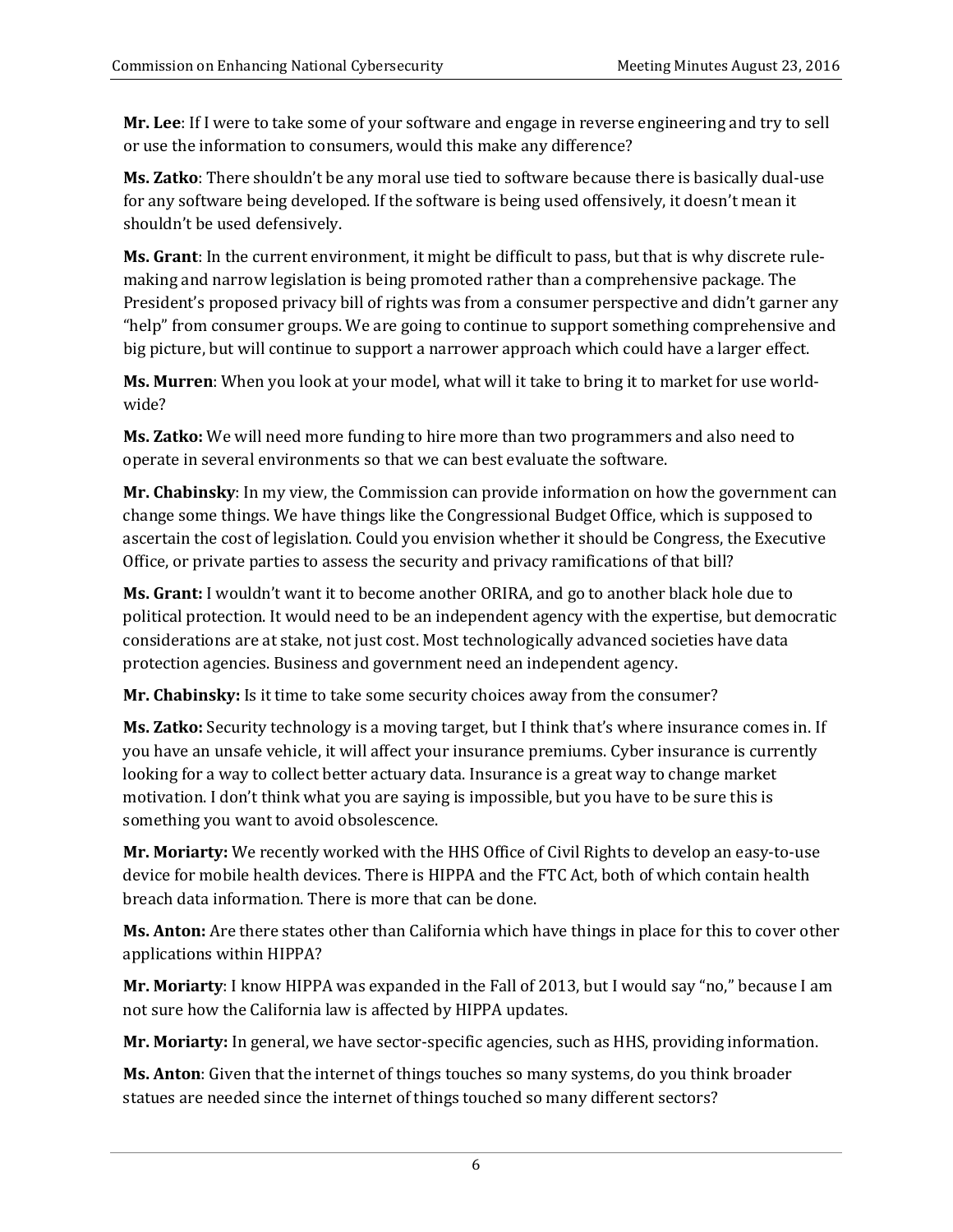**Mr. Lee**: If I were to take some of your software and engage in reverse engineering and try to sell or use the information to consumers, would this make any difference?

**Ms. Zatko**: There shouldn't be any moral use tied to software because there is basically dual-use for any software being developed. If the software is being used offensively, it doesn't mean it shouldn't be used defensively.

**Ms. Grant**: In the current environment, it might be difficult to pass, but that is why discrete rule-making and narrow legislation is being promoted rather than a comprehensive package. The President's proposed privacy bill of rights was from a consumer perspective and didn't garner any "help" from consumer groups. We are going to continue to support something comprehensive and big picture, but will continue to support a narrower approach which could have a larger effect.

**Ms. Murren**: When you look at your model, what will it take to bring it to market for use world-wide?

**Ms. Zatko:** We will need more funding to hire more than two programmers and also need to operate in several environments so that we can best evaluate the software.

**Mr. Chabinsky**: In my view, the Commission can provide information on how the government can change some things. We have things like the Congressional Budget Office, which is supposed to ascertain the cost of legislation. Could you envision whether it should be Congress, the Executive Office, or private parties to assess the security and privacy ramifications of that bill?

**Ms. Grant:** I wouldn't want it to become another ORIRA, and go to another black hole due to political protection. It would need to be an independent agency with the expertise, but democratic considerations are at stake, not just cost. Most technologically advanced societies have data protection agencies. Business and government need an independent agency.

**Mr. Chabinsky:** Is it time to take some security choices away from the consumer?

**Ms. Zatko:** Security technology is a moving target, but I think that's where insurance comes in. If you have an unsafe vehicle, it will affect your insurance premiums. Cyber insurance is currently looking for a way to collect better actuary data. Insurance is a great way to change market motivation. I don't think what you are saying is impossible, but you have to be sure this is something you want to avoid obsolescence.

**Mr. Moriarty:** We recently worked with the HHS Office of Civil Rights to develop an easy-to-use device for mobile health devices. There is HIPPA and the FTC Act, both of which contain health breach data information. There is more that can be done.

**Ms. Anton:** Are there states other than California which have things in place for this to cover other applications within HIPPA?

**Mr. Moriarty**: I know HIPPA was expanded in the Fall of 2013, but I would say "no," because I am not sure how the California law is affected by HIPPA updates.

**Mr. Moriarty:** In general, we have sector-specific agencies, such as HHS, providing information.

**Ms. Anton**: Given that the internet of things touches so many systems, do you think broader statues are needed since the internet of things touched so many different sectors?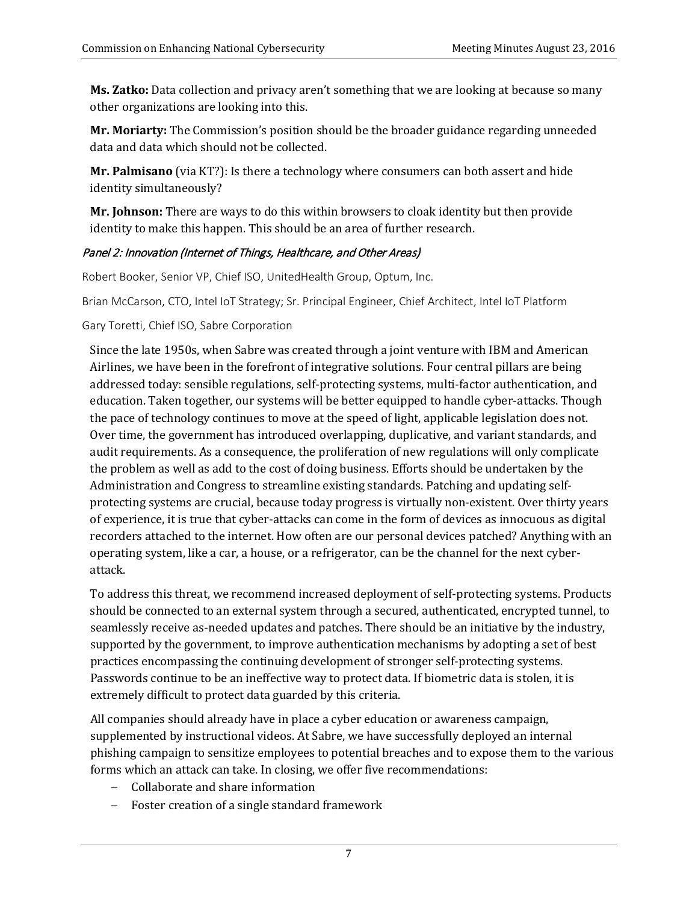**Ms. Zatko:** Data collection and privacy aren't something that we are looking at because so many other organizations are looking into this.

**Mr. Moriarty:** The Commission's position should be the broader guidance regarding unneeded data and data which should not be collected.

**Mr. Palmisano** (via KT?): Is there a technology where consumers can both assert and hide identity simultaneously?

**Mr. Johnson:** There are ways to do this within browsers to cloak identity but then provide identity to make this happen. This should be an area of further research.

### *Panel 2: Innovation (Internet of Things, Healthcare, and Other Areas)*

Robert Booker, Senior VP, Chief ISO, UnitedHealth Group, Optum, Inc.

Brian McCarson, CTO, Intel IoT Strategy; Sr. Principal Engineer, Chief Architect, Intel IoT Platform

Gary Toretti, Chief ISO, Sabre Corporation

Since the late 1950s, when Sabre was created through a joint venture with IBM and American Airlines, we have been in the forefront of integrative solutions. Four central pillars are being addressed today: sensible regulations, self-protecting systems, multi-factor authentication, and education. Taken together, our systems will be better equipped to handle cyber-attacks. Though the pace of technology continues to move at the speed of light, applicable legislation does not. Over time, the government has introduced overlapping, duplicative, and variant standards, and audit requirements. As a consequence, the proliferation of new regulations will only complicate the problem as well as add to the cost of doing business. Efforts should be undertaken by the Administration and Congress to streamline existing standards. Patching and updating self-protecting systems are crucial, because today progress is virtually non-existent. Over thirty years of experience, it is true that cyber-attacks can come in the form of devices as innocuous as digital recorders attached to the internet. How often are our personal devices patched? Anything with an operating system, like a car, a house, or a refrigerator, can be the channel for the next cyber-attack.

To address this threat, we recommend increased deployment of self-protecting systems. Products should be connected to an external system through a secured, authenticated, encrypted tunnel, to seamlessly receive as-needed updates and patches. There should be an initiative by the industry, supported by the government, to improve authentication mechanisms by adopting a set of best practices encompassing the continuing development of stronger self-protecting systems. Passwords continue to be an ineffective way to protect data. If biometric data is stolen, it is extremely difficult to protect data guarded by this criteria.

All companies should already have in place a cyber education or awareness campaign, supplemented by instructional videos. At Sabre, we have successfully deployed an internal phishing campaign to sensitize employees to potential breaches and to expose them to the various forms which an attack can take. In closing, we offer five recommendations:

- Collaborate and share information
- Foster creation of a single standard framework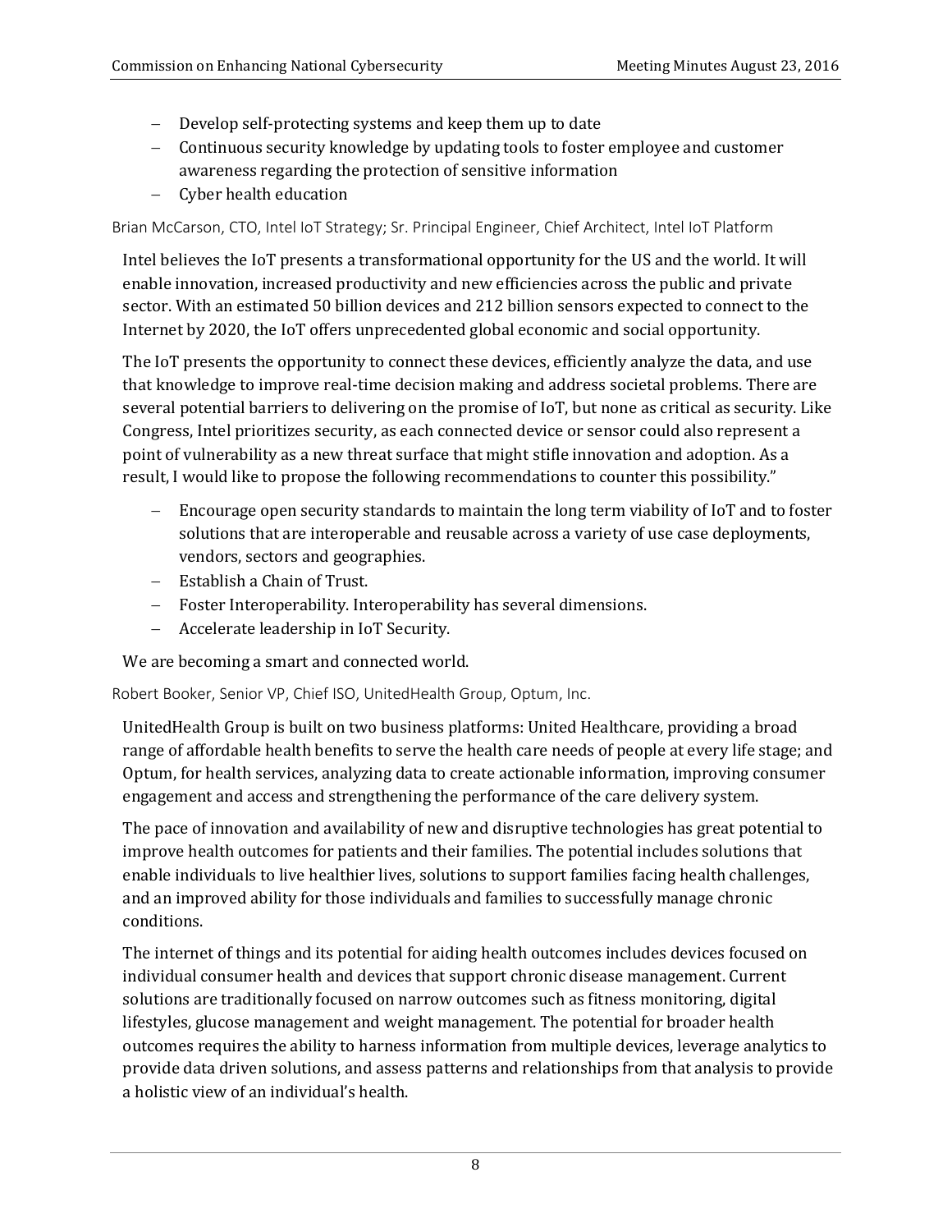- Develop self-protecting systems and keep them up to date
- Continuous security knowledge by updating tools to foster employee and customer awareness regarding the protection of sensitive information
- Cyber health education

Brian McCarson, CTO, Intel IoT Strategy; Sr. Principal Engineer, Chief Architect, Intel IoT Platform

Intel believes the IoT presents a transformational opportunity for the US and the world. It will enable innovation, increased productivity and new efficiencies across the public and private sector. With an estimated 50 billion devices and 212 billion sensors expected to connect to the Internet by 2020, the IoT offers unprecedented global economic and social opportunity.

The IoT presents the opportunity to connect these devices, efficiently analyze the data, and use that knowledge to improve real-time decision making and address societal problems. There are several potential barriers to delivering on the promise of IoT, but none as critical as security. Like Congress, Intel prioritizes security, as each connected device or sensor could also represent a point of vulnerability as a new threat surface that might stifle innovation and adoption. As a result, I would like to propose the following recommendations to counter this possibility."

- Encourage open security standards to maintain the long term viability of IoT and to foster solutions that are interoperable and reusable across a variety of use case deployments, vendors, sectors and geographies.
- Establish a Chain of Trust.
- Foster Interoperability. Interoperability has several dimensions.
- Accelerate leadership in IoT Security.

We are becoming a smart and connected world.

Robert Booker, Senior VP, Chief ISO, UnitedHealth Group, Optum, Inc.

UnitedHealth Group is built on two business platforms: United Healthcare, providing a broad range of affordable health benefits to serve the health care needs of people at every life stage; and Optum, for health services, analyzing data to create actionable information, improving consumer engagement and access and strengthening the performance of the care delivery system.

The pace of innovation and availability of new and disruptive technologies has great potential to improve health outcomes for patients and their families. The potential includes solutions that enable individuals to live healthier lives, solutions to support families facing health challenges, and an improved ability for those individuals and families to successfully manage chronic conditions.

The internet of things and its potential for aiding health outcomes includes devices focused on individual consumer health and devices that support chronic disease management. Current solutions are traditionally focused on narrow outcomes such as fitness monitoring, digital lifestyles, glucose management and weight management. The potential for broader health outcomes requires the ability to harness information from multiple devices, leverage analytics to provide data driven solutions, and assess patterns and relationships from that analysis to provide a holistic view of an individual's health.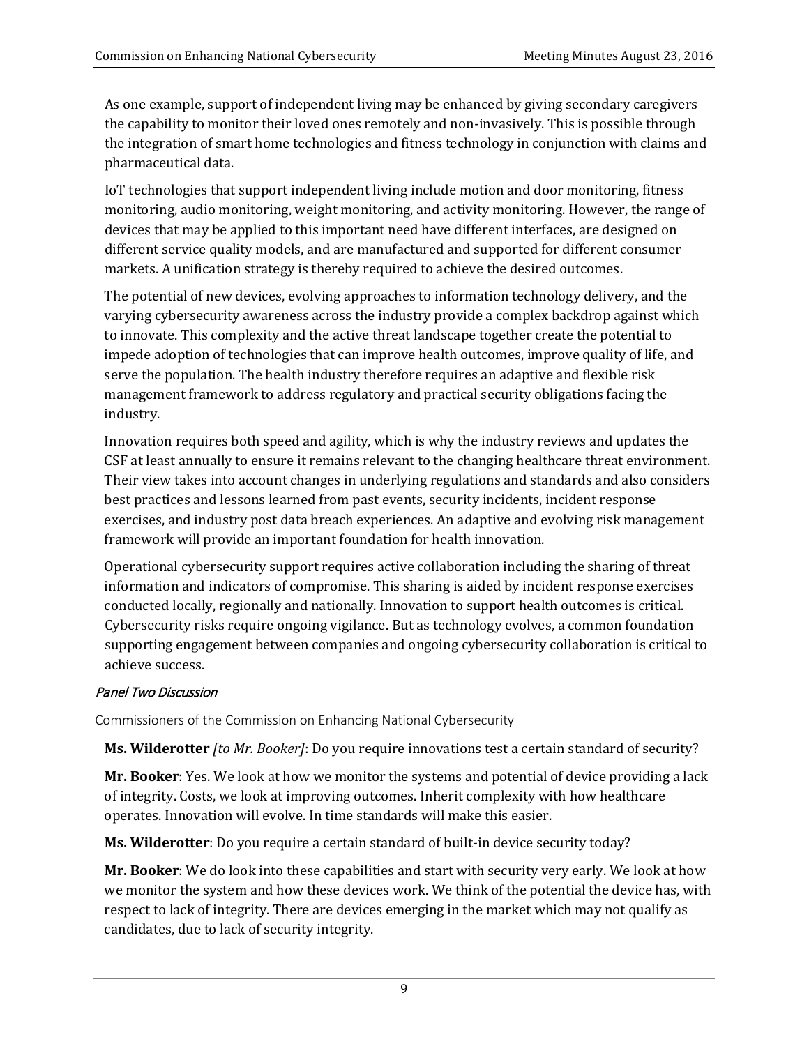As one example, support of independent living may be enhanced by giving secondary caregivers the capability to monitor their loved ones remotely and non-invasively. This is possible through the integration of smart home technologies and fitness technology in conjunction with claims and pharmaceutical data.

IoT technologies that support independent living include motion and door monitoring, fitness monitoring, audio monitoring, weight monitoring, and activity monitoring. However, the range of devices that may be applied to this important need have different interfaces, are designed on different service quality models, and are manufactured and supported for different consumer markets. A unification strategy is thereby required to achieve the desired outcomes.

The potential of new devices, evolving approaches to information technology delivery, and the varying cybersecurity awareness across the industry provide a complex backdrop against which to innovate. This complexity and the active threat landscape together create the potential to impede adoption of technologies that can improve health outcomes, improve quality of life, and serve the population. The health industry therefore requires an adaptive and flexible risk management framework to address regulatory and practical security obligations facing the industry.

Innovation requires both speed and agility, which is why the industry reviews and updates the CSF at least annually to ensure it remains relevant to the changing healthcare threat environment. Their view takes into account changes in underlying regulations and standards and also considers best practices and lessons learned from past events, security incidents, incident response exercises, and industry post data breach experiences. An adaptive and evolving risk management framework will provide an important foundation for health innovation.

Operational cybersecurity support requires active collaboration including the sharing of threat information and indicators of compromise. This sharing is aided by incident response exercises conducted locally, regionally and nationally. Innovation to support health outcomes is critical. Cybersecurity risks require ongoing vigilance. But as technology evolves, a common foundation supporting engagement between companies and ongoing cybersecurity collaboration is critical to achieve success.

### *Panel Two Discussion*

Commissioners of the Commission on Enhancing National Cybersecurity

**Ms. Wilderotter** *[to Mr. Booker]*: Do you require innovations test a certain standard of security?

**Mr. Booker**: Yes. We look at how we monitor the systems and potential of device providing a lack of integrity. Costs, we look at improving outcomes. Inherit complexity with how healthcare operates. Innovation will evolve. In time standards will make this easier.

**Ms. Wilderotter**: Do you require a certain standard of built-in device security today?

**Mr. Booker**: We do look into these capabilities and start with security very early. We look at how we monitor the system and how these devices work. We think of the potential the device has, with respect to lack of integrity. There are devices emerging in the market which may not qualify as candidates, due to lack of security integrity.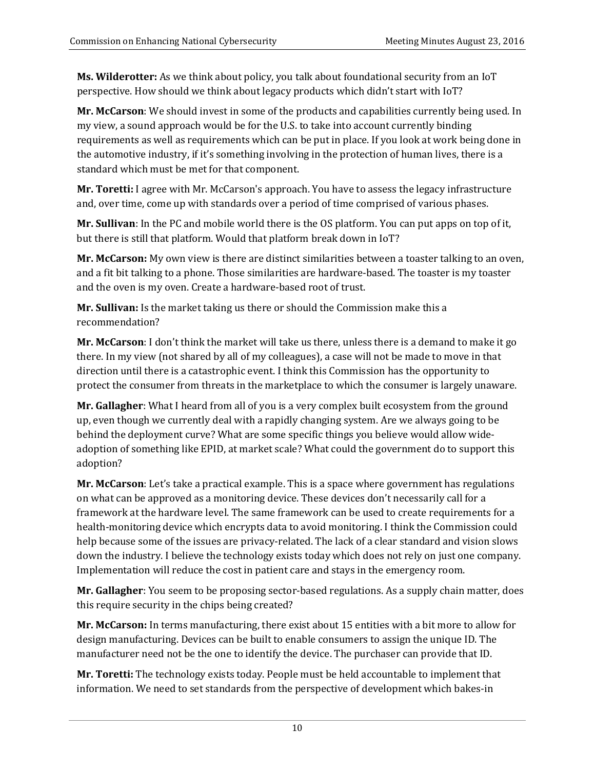**Ms. Wilderotter:** As we think about policy, you talk about foundational security from an IoT perspective. How should we think about legacy products which didn't start with IoT?

**Mr. McCarson**: We should invest in some of the products and capabilities currently being used. In my view, a sound approach would be for the U.S. to take into account currently binding requirements as well as requirements which can be put in place. If you look at work being done in the automotive industry, if it's something involving in the protection of human lives, there is a standard which must be met for that component.

**Mr. Toretti:** I agree with Mr. McCarson's approach. You have to assess the legacy infrastructure and, over time, come up with standards over a period of time comprised of various phases.

**Mr. Sullivan**: In the PC and mobile world there is the OS platform. You can put apps on top of it, but there is still that platform. Would that platform break down in IoT?

**Mr. McCarson:** My own view is there are distinct similarities between a toaster talking to an oven, and a fit bit talking to a phone. Those similarities are hardware-based. The toaster is my toaster and the oven is my oven. Create a hardware-based root of trust.

**Mr. Sullivan:** Is the market taking us there or should the Commission make this a recommendation?

**Mr. McCarson**: I don't think the market will take us there, unless there is a demand to make it go there. In my view (not shared by all of my colleagues), a case will not be made to move in that direction until there is a catastrophic event. I think this Commission has the opportunity to protect the consumer from threats in the marketplace to which the consumer is largely unaware.

**Mr. Gallagher**: What I heard from all of you is a very complex built ecosystem from the ground up, even though we currently deal with a rapidly changing system. Are we always going to be behind the deployment curve? What are some specific things you believe would allow wide-adoption of something like EPID, at market scale? What could the government do to support this adoption?

**Mr. McCarson**: Let's take a practical example. This is a space where government has regulations on what can be approved as a monitoring device. These devices don't necessarily call for a framework at the hardware level. The same framework can be used to create requirements for a health-monitoring device which encrypts data to avoid monitoring. I think the Commission could help because some of the issues are privacy-related. The lack of a clear standard and vision slows down the industry. I believe the technology exists today which does not rely on just one company. Implementation will reduce the cost in patient care and stays in the emergency room.

**Mr. Gallagher**: You seem to be proposing sector-based regulations. As a supply chain matter, does this require security in the chips being created?

**Mr. McCarson:** In terms manufacturing, there exist about 15 entities with a bit more to allow for design manufacturing. Devices can be built to enable consumers to assign the unique ID. The manufacturer need not be the one to identify the device. The purchaser can provide that ID.

**Mr. Toretti:** The technology exists today. People must be held accountable to implement that information. We need to set standards from the perspective of development which bakes-in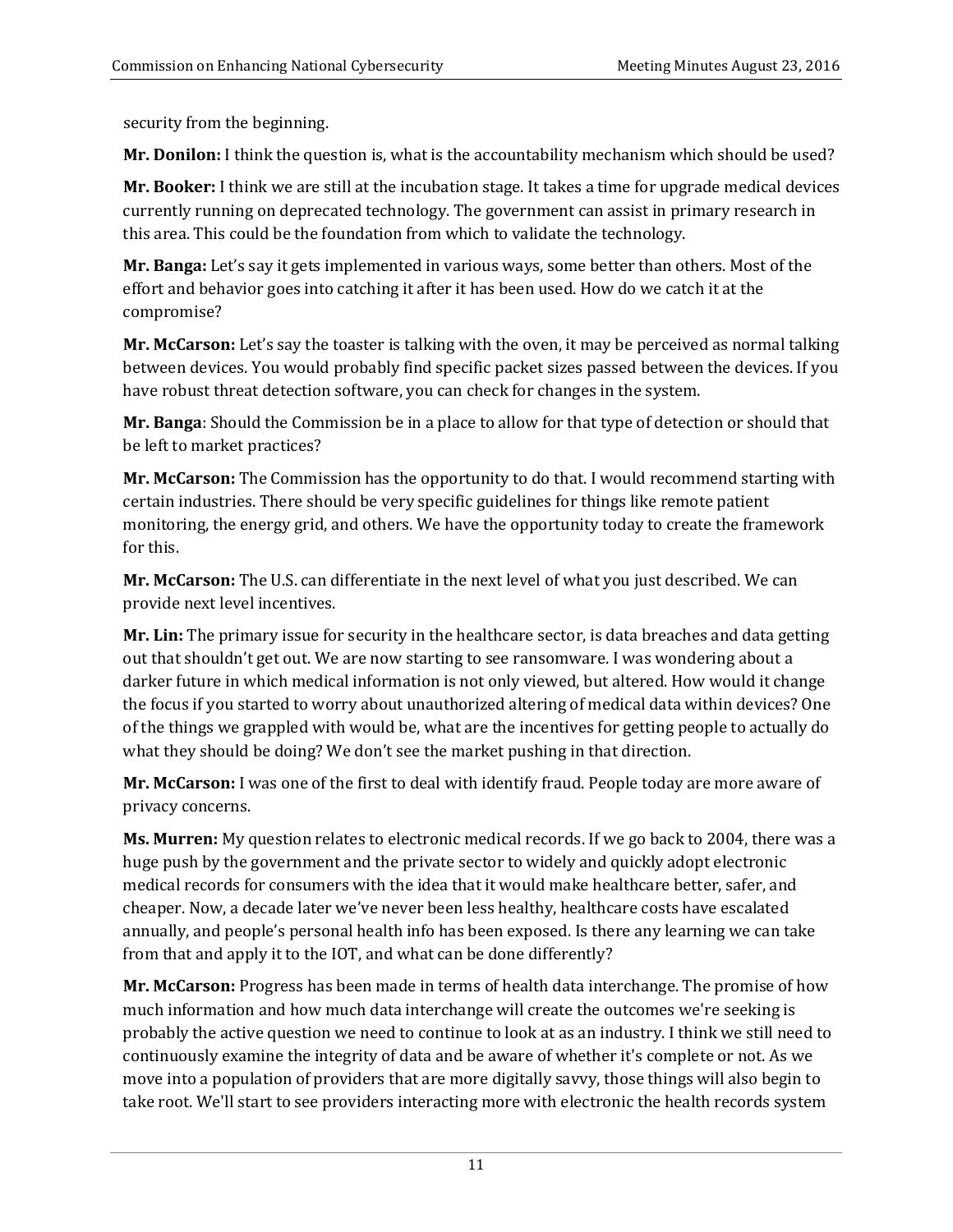security from the beginning.

**Mr. Donilon:** I think the question is, what is the accountability mechanism which should be used?

**Mr. Booker:** I think we are still at the incubation stage. It takes a time for upgrade medical devices currently running on deprecated technology. The government can assist in primary research in this area. This could be the foundation from which to validate the technology.

**Mr. Banga:** Let's say it gets implemented in various ways, some better than others. Most of the effort and behavior goes into catching it after it has been used. How do we catch it at the compromise?

**Mr. McCarson:** Let's say the toaster is talking with the oven, it may be perceived as normal talking between devices. You would probably find specific packet sizes passed between the devices. If you have robust threat detection software, you can check for changes in the system.

**Mr. Banga**: Should the Commission be in a place to allow for that type of detection or should that be left to market practices?

**Mr. McCarson:** The Commission has the opportunity to do that. I would recommend starting with certain industries. There should be very specific guidelines for things like remote patient monitoring, the energy grid, and others. We have the opportunity today to create the framework for this.

**Mr. McCarson:** The U.S. can differentiate in the next level of what you just described. We can provide next level incentives.

**Mr. Lin:** The primary issue for security in the healthcare sector, is data breaches and data getting out that shouldn't get out. We are now starting to see ransomware. I was wondering about a darker future in which medical information is not only viewed, but altered. How would it change the focus if you started to worry about unauthorized altering of medical data within devices? One of the things we grappled with would be, what are the incentives for getting people to actually do what they should be doing? We don't see the market pushing in that direction.

**Mr. McCarson:** I was one of the first to deal with identify fraud. People today are more aware of privacy concerns.

**Ms. Murren:** My question relates to electronic medical records. If we go back to 2004, there was a huge push by the government and the private sector to widely and quickly adopt electronic medical records for consumers with the idea that it would make healthcare better, safer, and cheaper. Now, a decade later we've never been less healthy, healthcare costs have escalated annually, and people's personal health info has been exposed. Is there any learning we can take from that and apply it to the IOT, and what can be done differently?

**Mr. McCarson:** Progress has been made in terms of health data interchange. The promise of how much information and how much data interchange will create the outcomes we're seeking is probably the active question we need to continue to look at as an industry. I think we still need to continuously examine the integrity of data and be aware of whether it's complete or not. As we move into a population of providers that are more digitally savvy, those things will also begin to take root. We'll start to see providers interacting more with electronic the health records system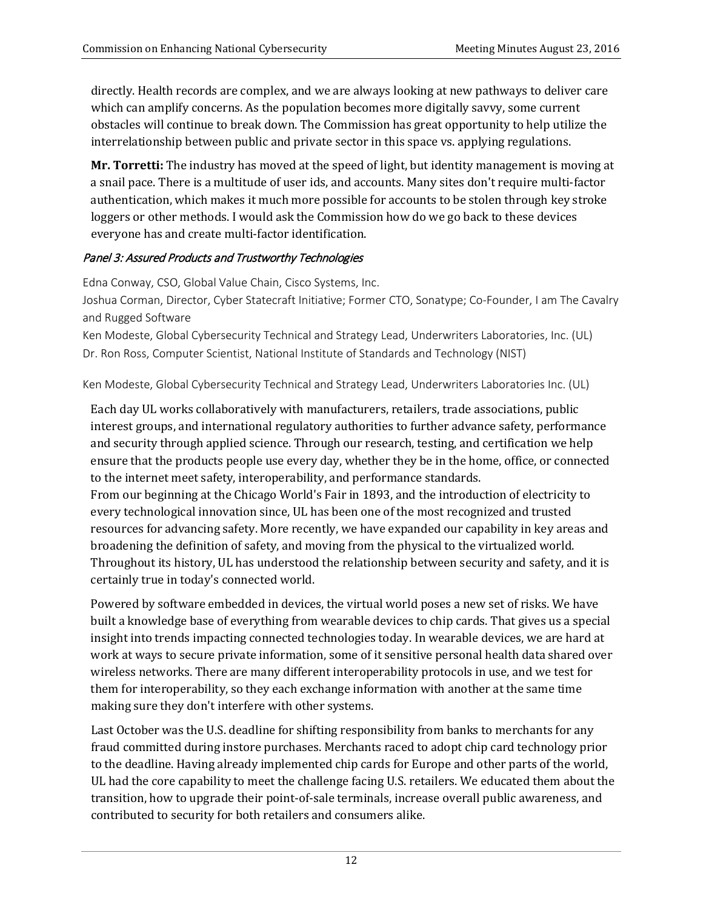directly. Health records are complex, and we are always looking at new pathways to deliver care which can amplify concerns. As the population becomes more digitally savvy, some current obstacles will continue to break down. The Commission has great opportunity to help utilize the interrelationship between public and private sector in this space vs. applying regulations.

**Mr. Torretti:** The industry has moved at the speed of light, but identity management is moving at a snail pace. There is a multitude of user ids, and accounts. Many sites don't require multi-factor authentication, which makes it much more possible for accounts to be stolen through key stroke loggers or other methods. I would ask the Commission how do we go back to these devices everyone has and create multi-factor identification.

### *Panel 3: Assured Products and Trustworthy Technologies*

Edna Conway, CSO, Global Value Chain, Cisco Systems, Inc.
Joshua Corman, Director, Cyber Statecraft Initiative; Former CTO, Sonatype; Co-Founder, I am The Cavalry and Rugged Software
Ken Modeste, Global Cybersecurity Technical and Strategy Lead, Underwriters Laboratories, Inc. (UL)
Dr. Ron Ross, Computer Scientist, National Institute of Standards and Technology (NIST)

Ken Modeste, Global Cybersecurity Technical and Strategy Lead, Underwriters Laboratories Inc. (UL)

Each day UL works collaboratively with manufacturers, retailers, trade associations, public interest groups, and international regulatory authorities to further advance safety, performance and security through applied science. Through our research, testing, and certification we help ensure that the products people use every day, whether they be in the home, office, or connected to the internet meet safety, interoperability, and performance standards.
From our beginning at the Chicago World's Fair in 1893, and the introduction of electricity to every technological innovation since, UL has been one of the most recognized and trusted resources for advancing safety. More recently, we have expanded our capability in key areas and broadening the definition of safety, and moving from the physical to the virtualized world. Throughout its history, UL has understood the relationship between security and safety, and it is certainly true in today's connected world.

Powered by software embedded in devices, the virtual world poses a new set of risks. We have built a knowledge base of everything from wearable devices to chip cards. That gives us a special insight into trends impacting connected technologies today. In wearable devices, we are hard at work at ways to secure private information, some of it sensitive personal health data shared over wireless networks. There are many different interoperability protocols in use, and we test for them for interoperability, so they each exchange information with another at the same time making sure they don't interfere with other systems.

Last October was the U.S. deadline for shifting responsibility from banks to merchants for any fraud committed during instore purchases. Merchants raced to adopt chip card technology prior to the deadline. Having already implemented chip cards for Europe and other parts of the world, UL had the core capability to meet the challenge facing U.S. retailers. We educated them about the transition, how to upgrade their point-of-sale terminals, increase overall public awareness, and contributed to security for both retailers and consumers alike.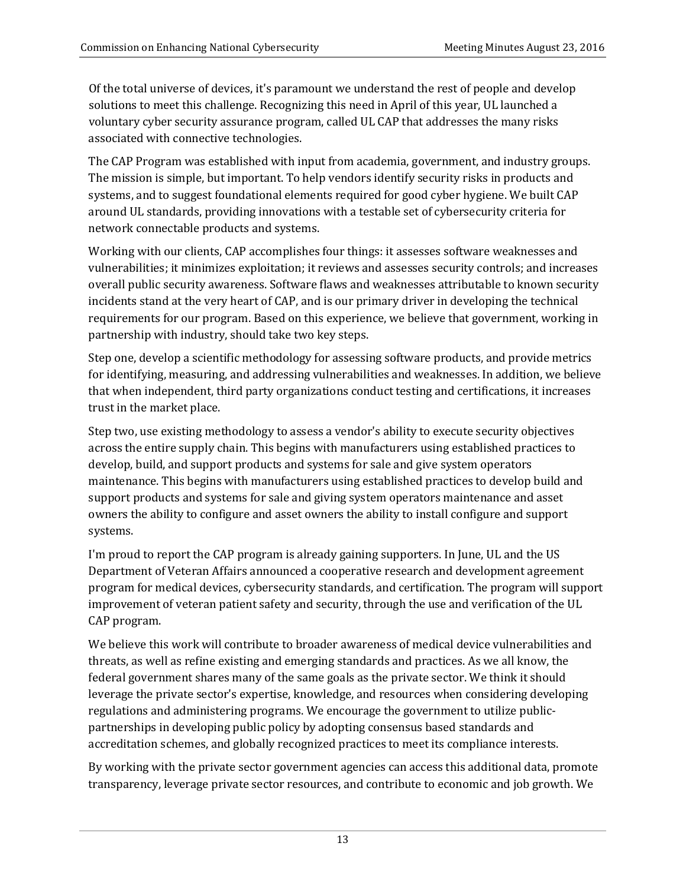Of the total universe of devices, it's paramount we understand the rest of people and develop solutions to meet this challenge. Recognizing this need in April of this year, UL launched a voluntary cyber security assurance program, called UL CAP that addresses the many risks associated with connective technologies.

The CAP Program was established with input from academia, government, and industry groups. The mission is simple, but important. To help vendors identify security risks in products and systems, and to suggest foundational elements required for good cyber hygiene. We built CAP around UL standards, providing innovations with a testable set of cybersecurity criteria for network connectable products and systems.

Working with our clients, CAP accomplishes four things: it assesses software weaknesses and vulnerabilities; it minimizes exploitation; it reviews and assesses security controls; and increases overall public security awareness. Software flaws and weaknesses attributable to known security incidents stand at the very heart of CAP, and is our primary driver in developing the technical requirements for our program. Based on this experience, we believe that government, working in partnership with industry, should take two key steps.

Step one, develop a scientific methodology for assessing software products, and provide metrics for identifying, measuring, and addressing vulnerabilities and weaknesses. In addition, we believe that when independent, third party organizations conduct testing and certifications, it increases trust in the market place.

Step two, use existing methodology to assess a vendor's ability to execute security objectives across the entire supply chain. This begins with manufacturers using established practices to develop, build, and support products and systems for sale and give system operators maintenance. This begins with manufacturers using established practices to develop build and support products and systems for sale and giving system operators maintenance and asset owners the ability to configure and asset owners the ability to install configure and support systems.

I'm proud to report the CAP program is already gaining supporters. In June, UL and the US Department of Veteran Affairs announced a cooperative research and development agreement program for medical devices, cybersecurity standards, and certification. The program will support improvement of veteran patient safety and security, through the use and verification of the UL CAP program.

We believe this work will contribute to broader awareness of medical device vulnerabilities and threats, as well as refine existing and emerging standards and practices. As we all know, the federal government shares many of the same goals as the private sector. We think it should leverage the private sector's expertise, knowledge, and resources when considering developing regulations and administering programs. We encourage the government to utilize public-partnerships in developing public policy by adopting consensus based standards and accreditation schemes, and globally recognized practices to meet its compliance interests.

By working with the private sector government agencies can access this additional data, promote transparency, leverage private sector resources, and contribute to economic and job growth. We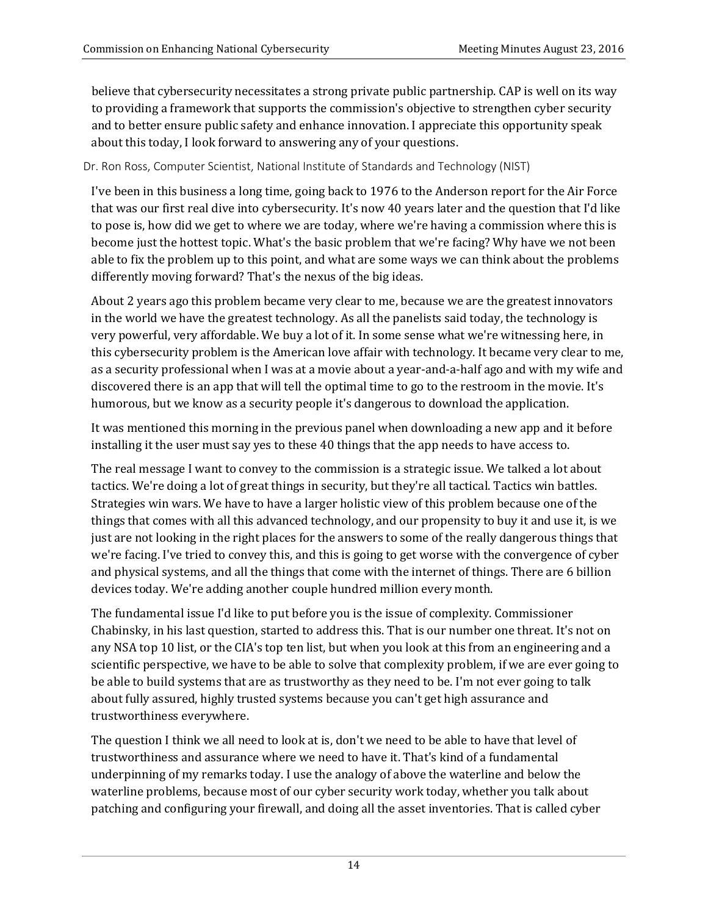believe that cybersecurity necessitates a strong private public partnership. CAP is well on its way to providing a framework that supports the commission's objective to strengthen cyber security and to better ensure public safety and enhance innovation. I appreciate this opportunity speak about this today, I look forward to answering any of your questions.

Dr. Ron Ross, Computer Scientist, National Institute of Standards and Technology (NIST)

I've been in this business a long time, going back to 1976 to the Anderson report for the Air Force that was our first real dive into cybersecurity. It's now 40 years later and the question that I'd like to pose is, how did we get to where we are today, where we're having a commission where this is become just the hottest topic. What's the basic problem that we're facing? Why have we not been able to fix the problem up to this point, and what are some ways we can think about the problems differently moving forward? That's the nexus of the big ideas.

About 2 years ago this problem became very clear to me, because we are the greatest innovators in the world we have the greatest technology. As all the panelists said today, the technology is very powerful, very affordable. We buy a lot of it. In some sense what we're witnessing here, in this cybersecurity problem is the American love affair with technology. It became very clear to me, as a security professional when I was at a movie about a year-and-a-half ago and with my wife and discovered there is an app that will tell the optimal time to go to the restroom in the movie. It's humorous, but we know as a security people it's dangerous to download the application.

It was mentioned this morning in the previous panel when downloading a new app and it before installing it the user must say yes to these 40 things that the app needs to have access to.

The real message I want to convey to the commission is a strategic issue. We talked a lot about tactics. We're doing a lot of great things in security, but they're all tactical. Tactics win battles. Strategies win wars. We have to have a larger holistic view of this problem because one of the things that comes with all this advanced technology, and our propensity to buy it and use it, is we just are not looking in the right places for the answers to some of the really dangerous things that we're facing. I've tried to convey this, and this is going to get worse with the convergence of cyber and physical systems, and all the things that come with the internet of things. There are 6 billion devices today. We're adding another couple hundred million every month.

The fundamental issue I'd like to put before you is the issue of complexity. Commissioner Chabinsky, in his last question, started to address this. That is our number one threat. It's not on any NSA top 10 list, or the CIA's top ten list, but when you look at this from an engineering and a scientific perspective, we have to be able to solve that complexity problem, if we are ever going to be able to build systems that are as trustworthy as they need to be. I'm not ever going to talk about fully assured, highly trusted systems because you can't get high assurance and trustworthiness everywhere.

The question I think we all need to look at is, don't we need to be able to have that level of trustworthiness and assurance where we need to have it. That's kind of a fundamental underpinning of my remarks today. I use the analogy of above the waterline and below the waterline problems, because most of our cyber security work today, whether you talk about patching and configuring your firewall, and doing all the asset inventories. That is called cyber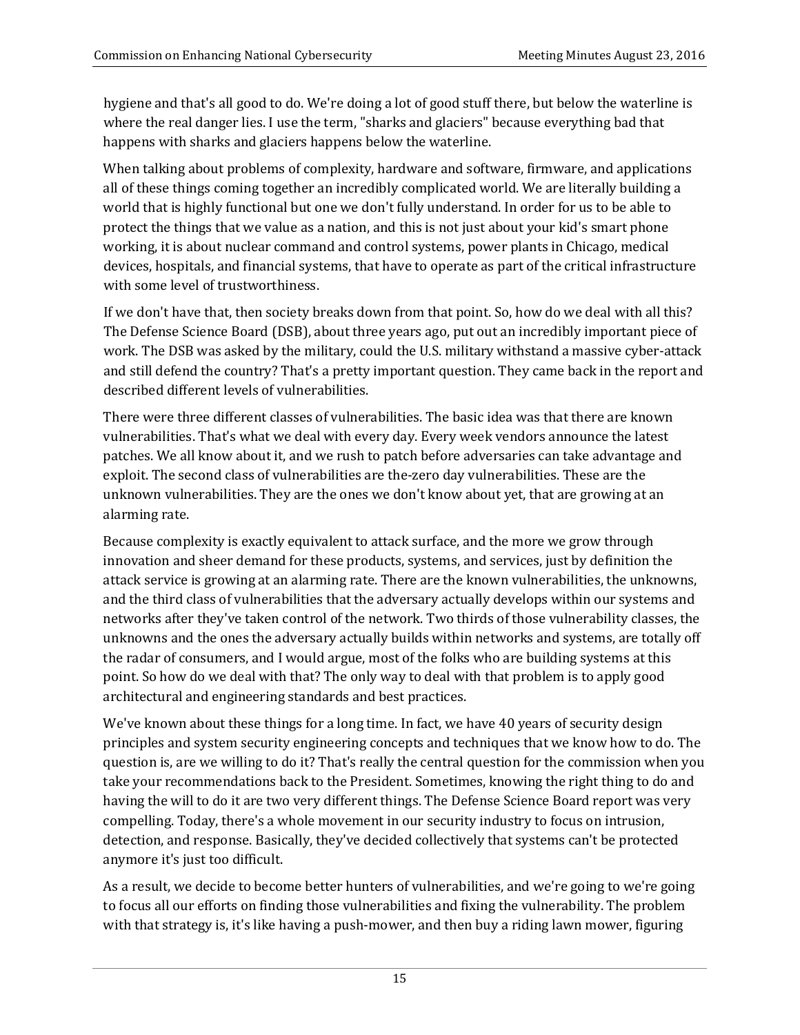hygiene and that's all good to do. We're doing a lot of good stuff there, but below the waterline is where the real danger lies. I use the term, "sharks and glaciers" because everything bad that happens with sharks and glaciers happens below the waterline.

When talking about problems of complexity, hardware and software, firmware, and applications all of these things coming together an incredibly complicated world. We are literally building a world that is highly functional but one we don't fully understand. In order for us to be able to protect the things that we value as a nation, and this is not just about your kid's smart phone working, it is about nuclear command and control systems, power plants in Chicago, medical devices, hospitals, and financial systems, that have to operate as part of the critical infrastructure with some level of trustworthiness.

If we don't have that, then society breaks down from that point. So, how do we deal with all this? The Defense Science Board (DSB), about three years ago, put out an incredibly important piece of work. The DSB was asked by the military, could the U.S. military withstand a massive cyber-attack and still defend the country? That's a pretty important question. They came back in the report and described different levels of vulnerabilities.

There were three different classes of vulnerabilities. The basic idea was that there are known vulnerabilities. That's what we deal with every day. Every week vendors announce the latest patches. We all know about it, and we rush to patch before adversaries can take advantage and exploit. The second class of vulnerabilities are the-zero day vulnerabilities. These are the unknown vulnerabilities. They are the ones we don't know about yet, that are growing at an alarming rate.

Because complexity is exactly equivalent to attack surface, and the more we grow through innovation and sheer demand for these products, systems, and services, just by definition the attack service is growing at an alarming rate. There are the known vulnerabilities, the unknowns, and the third class of vulnerabilities that the adversary actually develops within our systems and networks after they've taken control of the network. Two thirds of those vulnerability classes, the unknowns and the ones the adversary actually builds within networks and systems, are totally off the radar of consumers, and I would argue, most of the folks who are building systems at this point. So how do we deal with that? The only way to deal with that problem is to apply good architectural and engineering standards and best practices.

We've known about these things for a long time. In fact, we have 40 years of security design principles and system security engineering concepts and techniques that we know how to do. The question is, are we willing to do it? That's really the central question for the commission when you take your recommendations back to the President. Sometimes, knowing the right thing to do and having the will to do it are two very different things. The Defense Science Board report was very compelling. Today, there's a whole movement in our security industry to focus on intrusion, detection, and response. Basically, they've decided collectively that systems can't be protected anymore it's just too difficult.

As a result, we decide to become better hunters of vulnerabilities, and we're going to we're going to focus all our efforts on finding those vulnerabilities and fixing the vulnerability. The problem with that strategy is, it's like having a push-mower, and then buy a riding lawn mower, figuring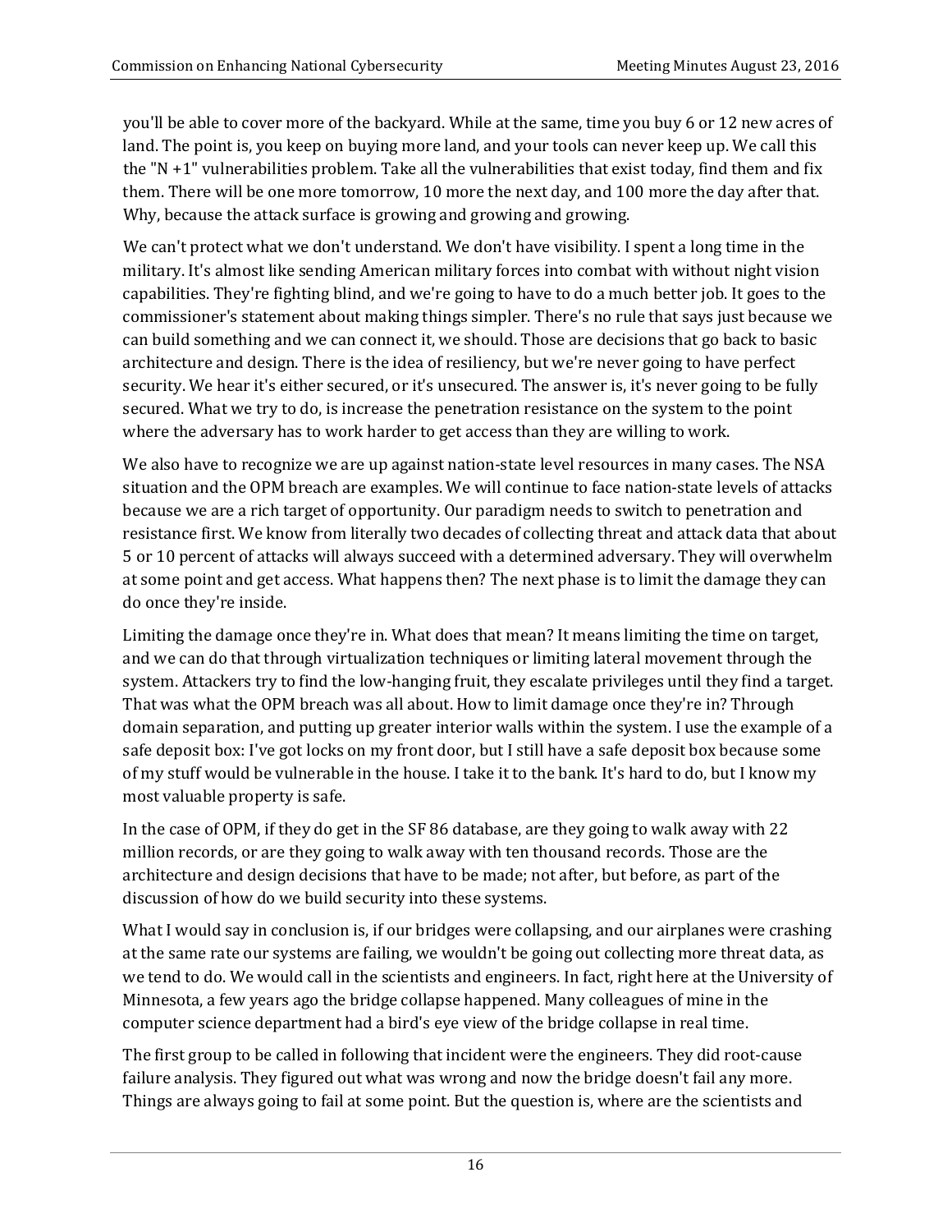you'll be able to cover more of the backyard. While at the same, time you buy 6 or 12 new acres of land. The point is, you keep on buying more land, and your tools can never keep up. We call this the "N +1" vulnerabilities problem. Take all the vulnerabilities that exist today, find them and fix them. There will be one more tomorrow, 10 more the next day, and 100 more the day after that. Why, because the attack surface is growing and growing and growing.

We can't protect what we don't understand. We don't have visibility. I spent a long time in the military. It's almost like sending American military forces into combat with without night vision capabilities. They're fighting blind, and we're going to have to do a much better job. It goes to the commissioner's statement about making things simpler. There's no rule that says just because we can build something and we can connect it, we should. Those are decisions that go back to basic architecture and design. There is the idea of resiliency, but we're never going to have perfect security. We hear it's either secured, or it's unsecured. The answer is, it's never going to be fully secured. What we try to do, is increase the penetration resistance on the system to the point where the adversary has to work harder to get access than they are willing to work.

We also have to recognize we are up against nation-state level resources in many cases. The NSA situation and the OPM breach are examples. We will continue to face nation-state levels of attacks because we are a rich target of opportunity. Our paradigm needs to switch to penetration and resistance first. We know from literally two decades of collecting threat and attack data that about 5 or 10 percent of attacks will always succeed with a determined adversary. They will overwhelm at some point and get access. What happens then? The next phase is to limit the damage they can do once they're inside.

Limiting the damage once they're in. What does that mean? It means limiting the time on target, and we can do that through virtualization techniques or limiting lateral movement through the system. Attackers try to find the low-hanging fruit, they escalate privileges until they find a target. That was what the OPM breach was all about. How to limit damage once they're in? Through domain separation, and putting up greater interior walls within the system. I use the example of a safe deposit box: I've got locks on my front door, but I still have a safe deposit box because some of my stuff would be vulnerable in the house. I take it to the bank. It's hard to do, but I know my most valuable property is safe.

In the case of OPM, if they do get in the SF 86 database, are they going to walk away with 22 million records, or are they going to walk away with ten thousand records. Those are the architecture and design decisions that have to be made; not after, but before, as part of the discussion of how do we build security into these systems.

What I would say in conclusion is, if our bridges were collapsing, and our airplanes were crashing at the same rate our systems are failing, we wouldn't be going out collecting more threat data, as we tend to do. We would call in the scientists and engineers. In fact, right here at the University of Minnesota, a few years ago the bridge collapse happened. Many colleagues of mine in the computer science department had a bird's eye view of the bridge collapse in real time.

The first group to be called in following that incident were the engineers. They did root-cause failure analysis. They figured out what was wrong and now the bridge doesn't fail any more. Things are always going to fail at some point. But the question is, where are the scientists and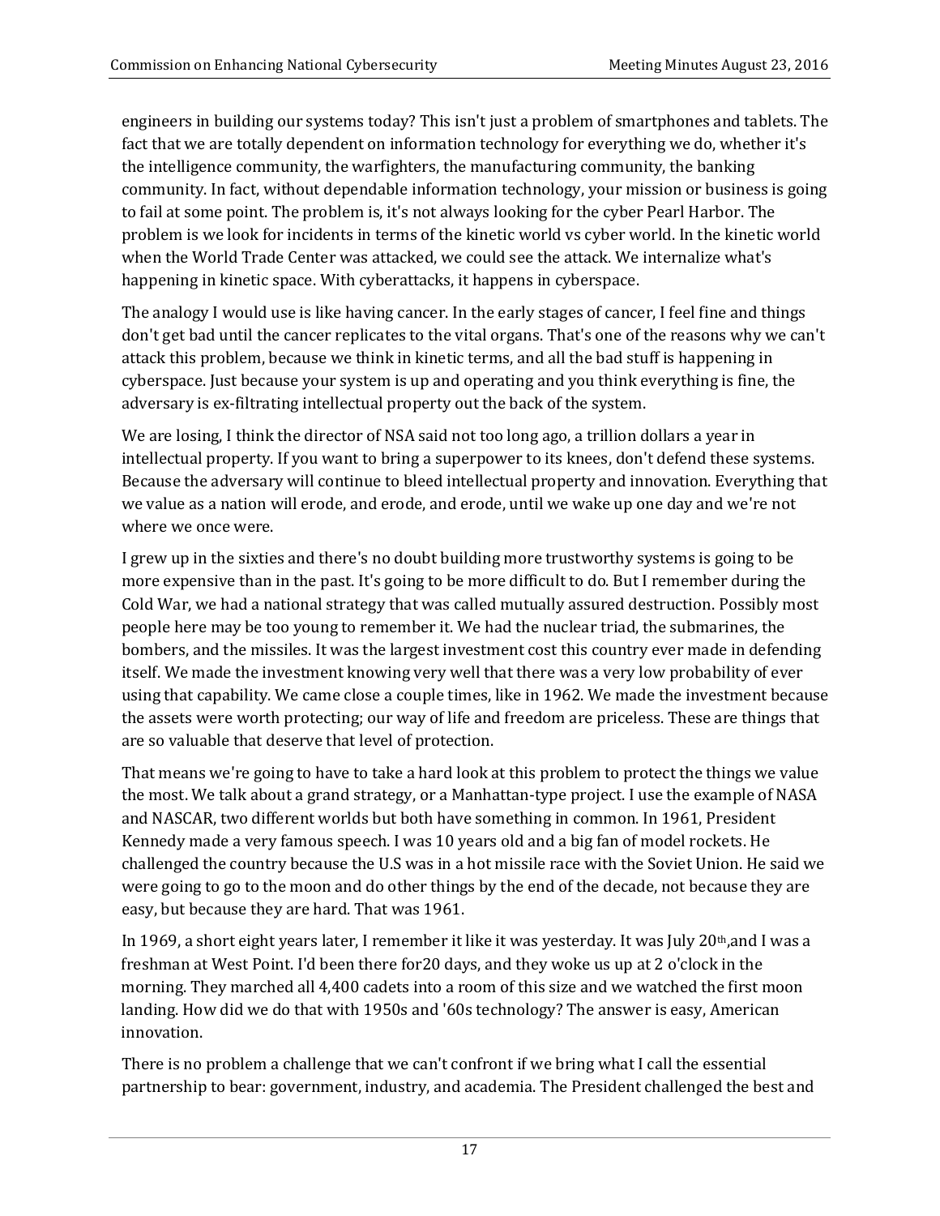engineers in building our systems today? This isn't just a problem of smartphones and tablets. The fact that we are totally dependent on information technology for everything we do, whether it's the intelligence community, the warfighters, the manufacturing community, the banking community. In fact, without dependable information technology, your mission or business is going to fail at some point. The problem is, it's not always looking for the cyber Pearl Harbor. The problem is we look for incidents in terms of the kinetic world vs cyber world. In the kinetic world when the World Trade Center was attacked, we could see the attack. We internalize what's happening in kinetic space. With cyberattacks, it happens in cyberspace.

The analogy I would use is like having cancer. In the early stages of cancer, I feel fine and things don't get bad until the cancer replicates to the vital organs. That's one of the reasons why we can't attack this problem, because we think in kinetic terms, and all the bad stuff is happening in cyberspace. Just because your system is up and operating and you think everything is fine, the adversary is ex-filtrating intellectual property out the back of the system.

We are losing, I think the director of NSA said not too long ago, a trillion dollars a year in intellectual property. If you want to bring a superpower to its knees, don't defend these systems. Because the adversary will continue to bleed intellectual property and innovation. Everything that we value as a nation will erode, and erode, and erode, until we wake up one day and we're not where we once were.

I grew up in the sixties and there's no doubt building more trustworthy systems is going to be more expensive than in the past. It's going to be more difficult to do. But I remember during the Cold War, we had a national strategy that was called mutually assured destruction. Possibly most people here may be too young to remember it. We had the nuclear triad, the submarines, the bombers, and the missiles. It was the largest investment cost this country ever made in defending itself. We made the investment knowing very well that there was a very low probability of ever using that capability. We came close a couple times, like in 1962. We made the investment because the assets were worth protecting; our way of life and freedom are priceless. These are things that are so valuable that deserve that level of protection.

That means we're going to have to take a hard look at this problem to protect the things we value the most. We talk about a grand strategy, or a Manhattan-type project. I use the example of NASA and NASCAR, two different worlds but both have something in common. In 1961, President Kennedy made a very famous speech. I was 10 years old and a big fan of model rockets. He challenged the country because the U.S was in a hot missile race with the Soviet Union. He said we were going to go to the moon and do other things by the end of the decade, not because they are easy, but because they are hard. That was 1961.

In 1969, a short eight years later, I remember it like it was yesterday. It was July 20th, and I was a freshman at West Point. I'd been there for20 days, and they woke us up at 2 o'clock in the morning. They marched all 4,400 cadets into a room of this size and we watched the first moon landing. How did we do that with 1950s and '60s technology? The answer is easy, American innovation.

There is no problem a challenge that we can't confront if we bring what I call the essential partnership to bear: government, industry, and academia. The President challenged the best and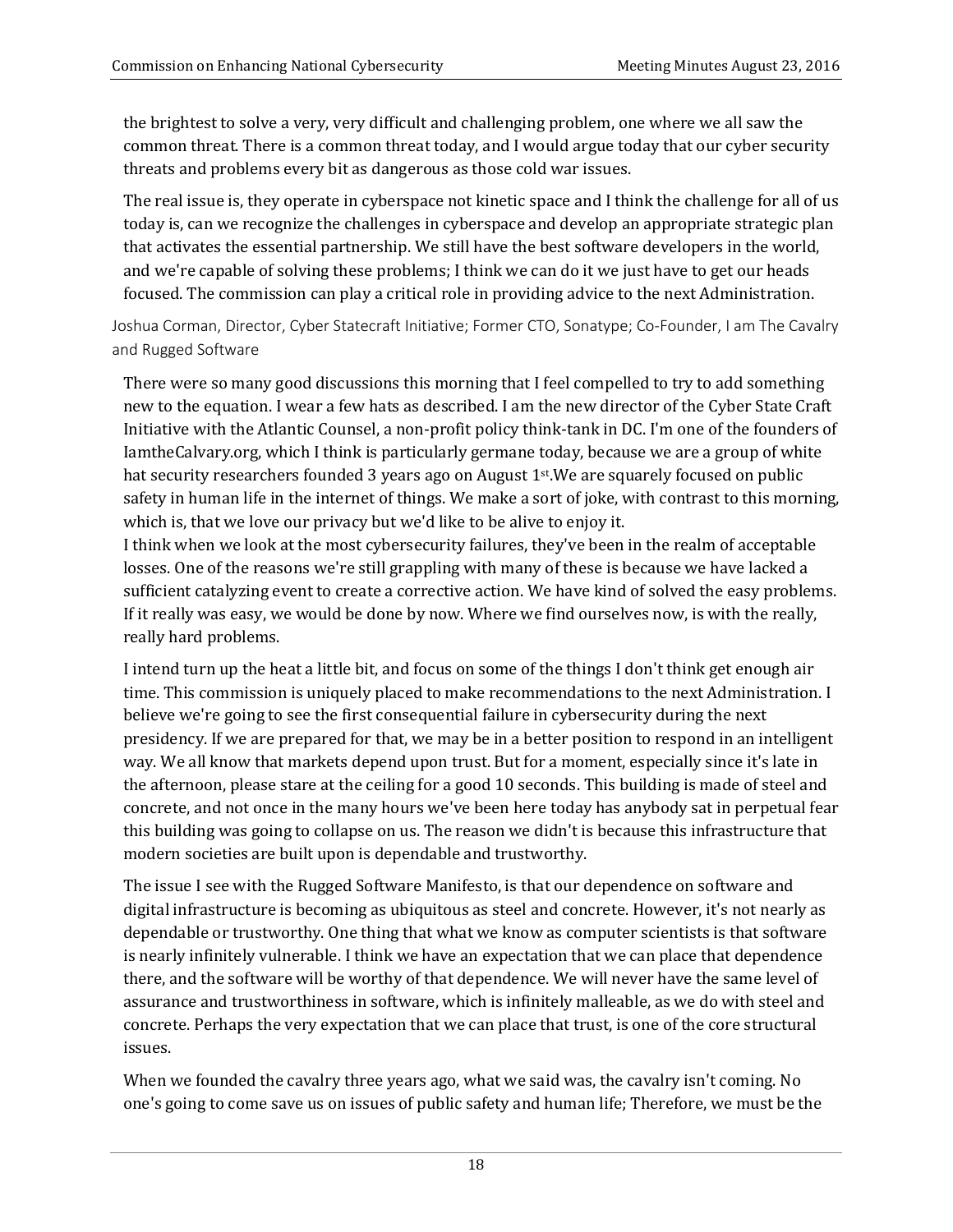the brightest to solve a very, very difficult and challenging problem, one where we all saw the common threat. There is a common threat today, and I would argue today that our cyber security threats and problems every bit as dangerous as those cold war issues.

The real issue is, they operate in cyberspace not kinetic space and I think the challenge for all of us today is, can we recognize the challenges in cyberspace and develop an appropriate strategic plan that activates the essential partnership. We still have the best software developers in the world, and we're capable of solving these problems; I think we can do it we just have to get our heads focused. The commission can play a critical role in providing advice to the next Administration.

Joshua Corman, Director, Cyber Statecraft Initiative; Former CTO, Sonatype; Co-Founder, I am The Cavalry and Rugged Software

There were so many good discussions this morning that I feel compelled to try to add something new to the equation. I wear a few hats as described. I am the new director of the Cyber State Craft Initiative with the Atlantic Counsel, a non-profit policy think-tank in DC. I'm one of the founders of IamtheCalvary.org, which I think is particularly germane today, because we are a group of white hat security researchers founded 3 years ago on August 1st.We are squarely focused on public safety in human life in the internet of things. We make a sort of joke, with contrast to this morning, which is, that we love our privacy but we'd like to be alive to enjoy it.
I think when we look at the most cybersecurity failures, they've been in the realm of acceptable losses. One of the reasons we're still grappling with many of these is because we have lacked a sufficient catalyzing event to create a corrective action. We have kind of solved the easy problems. If it really was easy, we would be done by now. Where we find ourselves now, is with the really, really hard problems.

I intend turn up the heat a little bit, and focus on some of the things I don't think get enough air time. This commission is uniquely placed to make recommendations to the next Administration. I believe we're going to see the first consequential failure in cybersecurity during the next presidency. If we are prepared for that, we may be in a better position to respond in an intelligent way. We all know that markets depend upon trust. But for a moment, especially since it's late in the afternoon, please stare at the ceiling for a good 10 seconds. This building is made of steel and concrete, and not once in the many hours we've been here today has anybody sat in perpetual fear this building was going to collapse on us. The reason we didn't is because this infrastructure that modern societies are built upon is dependable and trustworthy.

The issue I see with the Rugged Software Manifesto, is that our dependence on software and digital infrastructure is becoming as ubiquitous as steel and concrete. However, it's not nearly as dependable or trustworthy. One thing that what we know as computer scientists is that software is nearly infinitely vulnerable. I think we have an expectation that we can place that dependence there, and the software will be worthy of that dependence. We will never have the same level of assurance and trustworthiness in software, which is infinitely malleable, as we do with steel and concrete. Perhaps the very expectation that we can place that trust, is one of the core structural issues.

When we founded the cavalry three years ago, what we said was, the cavalry isn't coming. No one's going to come save us on issues of public safety and human life; Therefore, we must be the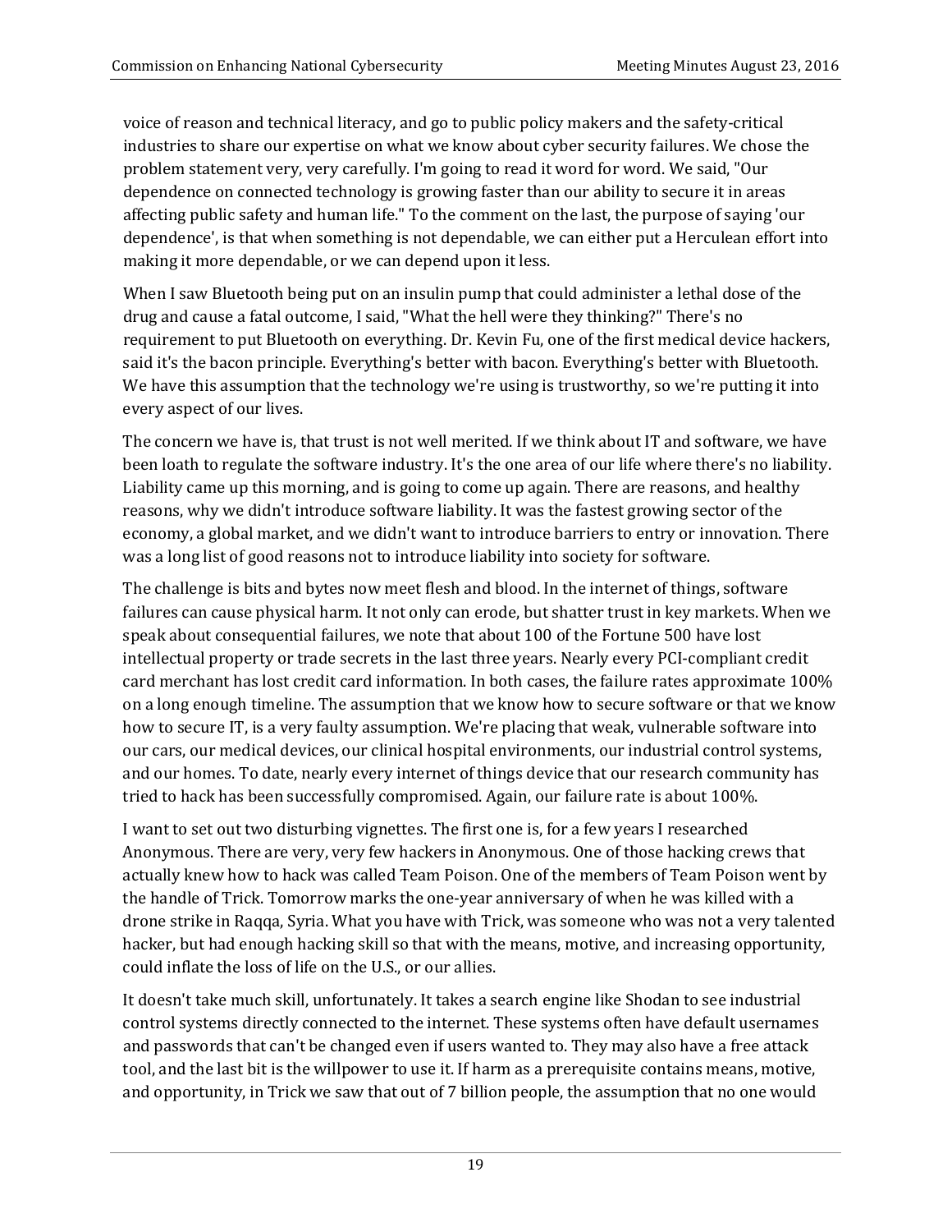voice of reason and technical literacy, and go to public policy makers and the safety-critical industries to share our expertise on what we know about cyber security failures. We chose the problem statement very, very carefully. I'm going to read it word for word. We said, "Our dependence on connected technology is growing faster than our ability to secure it in areas affecting public safety and human life." To the comment on the last, the purpose of saying 'our dependence', is that when something is not dependable, we can either put a Herculean effort into making it more dependable, or we can depend upon it less.

When I saw Bluetooth being put on an insulin pump that could administer a lethal dose of the drug and cause a fatal outcome, I said, "What the hell were they thinking?" There's no requirement to put Bluetooth on everything. Dr. Kevin Fu, one of the first medical device hackers, said it's the bacon principle. Everything's better with bacon. Everything's better with Bluetooth. We have this assumption that the technology we're using is trustworthy, so we're putting it into every aspect of our lives.

The concern we have is, that trust is not well merited. If we think about IT and software, we have been loath to regulate the software industry. It's the one area of our life where there's no liability. Liability came up this morning, and is going to come up again. There are reasons, and healthy reasons, why we didn't introduce software liability. It was the fastest growing sector of the economy, a global market, and we didn't want to introduce barriers to entry or innovation. There was a long list of good reasons not to introduce liability into society for software.

The challenge is bits and bytes now meet flesh and blood. In the internet of things, software failures can cause physical harm. It not only can erode, but shatter trust in key markets. When we speak about consequential failures, we note that about 100 of the Fortune 500 have lost intellectual property or trade secrets in the last three years. Nearly every PCI-compliant credit card merchant has lost credit card information. In both cases, the failure rates approximate 100% on a long enough timeline. The assumption that we know how to secure software or that we know how to secure IT, is a very faulty assumption. We're placing that weak, vulnerable software into our cars, our medical devices, our clinical hospital environments, our industrial control systems, and our homes. To date, nearly every internet of things device that our research community has tried to hack has been successfully compromised. Again, our failure rate is about 100%.

I want to set out two disturbing vignettes. The first one is, for a few years I researched Anonymous. There are very, very few hackers in Anonymous. One of those hacking crews that actually knew how to hack was called Team Poison. One of the members of Team Poison went by the handle of Trick. Tomorrow marks the one-year anniversary of when he was killed with a drone strike in Raqqa, Syria. What you have with Trick, was someone who was not a very talented hacker, but had enough hacking skill so that with the means, motive, and increasing opportunity, could inflate the loss of life on the U.S., or our allies.

It doesn't take much skill, unfortunately. It takes a search engine like Shodan to see industrial control systems directly connected to the internet. These systems often have default usernames and passwords that can't be changed even if users wanted to. They may also have a free attack tool, and the last bit is the willpower to use it. If harm as a prerequisite contains means, motive, and opportunity, in Trick we saw that out of 7 billion people, the assumption that no one would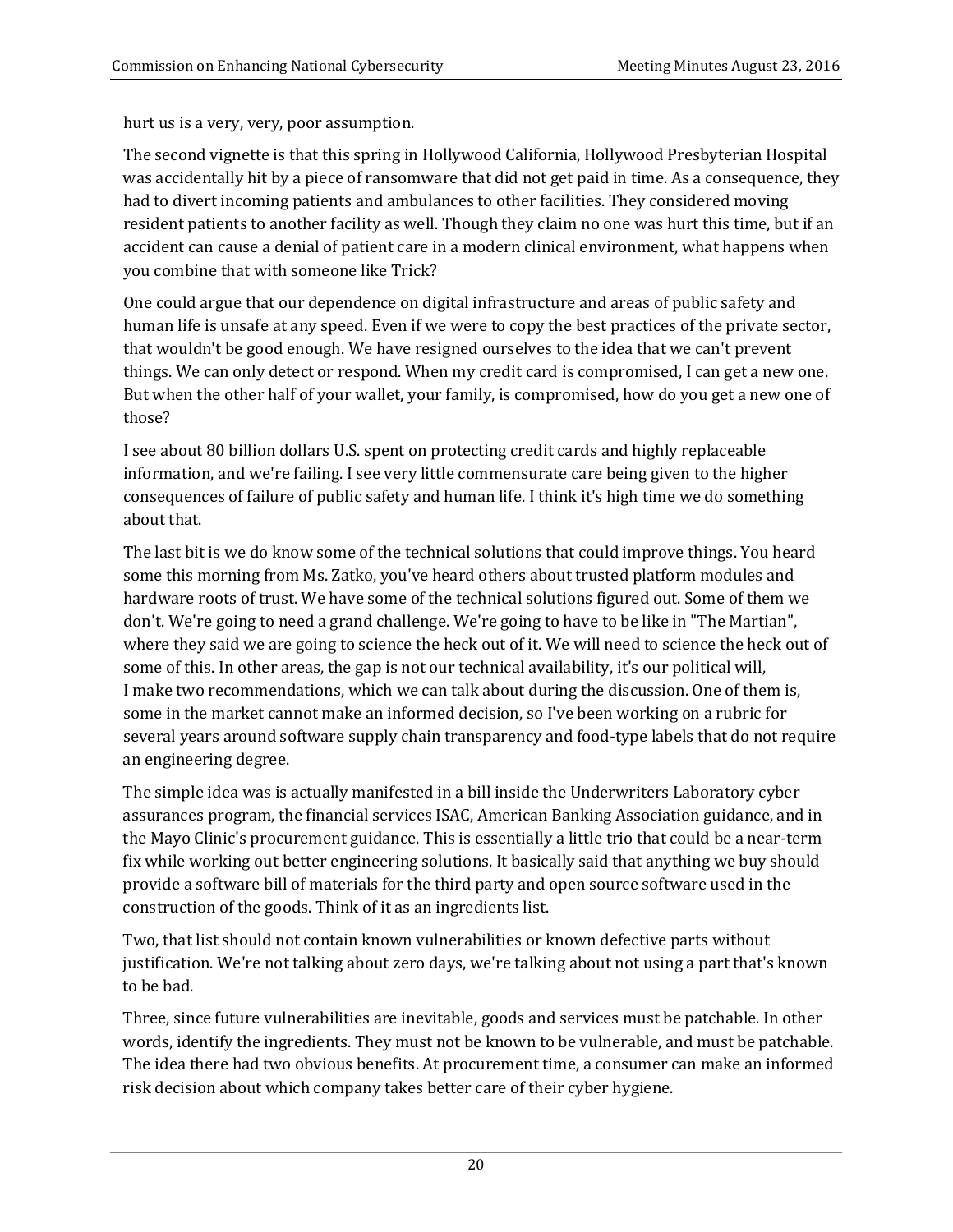hurt us is a very, very, poor assumption.

The second vignette is that this spring in Hollywood California, Hollywood Presbyterian Hospital was accidentally hit by a piece of ransomware that did not get paid in time. As a consequence, they had to divert incoming patients and ambulances to other facilities. They considered moving resident patients to another facility as well. Though they claim no one was hurt this time, but if an accident can cause a denial of patient care in a modern clinical environment, what happens when you combine that with someone like Trick?

One could argue that our dependence on digital infrastructure and areas of public safety and human life is unsafe at any speed. Even if we were to copy the best practices of the private sector, that wouldn't be good enough. We have resigned ourselves to the idea that we can't prevent things. We can only detect or respond. When my credit card is compromised, I can get a new one. But when the other half of your wallet, your family, is compromised, how do you get a new one of those?

I see about 80 billion dollars U.S. spent on protecting credit cards and highly replaceable information, and we're failing. I see very little commensurate care being given to the higher consequences of failure of public safety and human life. I think it's high time we do something about that.

The last bit is we do know some of the technical solutions that could improve things. You heard some this morning from Ms. Zatko, you've heard others about trusted platform modules and hardware roots of trust. We have some of the technical solutions figured out. Some of them we don't. We're going to need a grand challenge. We're going to have to be like in "The Martian", where they said we are going to science the heck out of it. We will need to science the heck out of some of this. In other areas, the gap is not our technical availability, it's our political will,
I make two recommendations, which we can talk about during the discussion. One of them is, some in the market cannot make an informed decision, so I've been working on a rubric for several years around software supply chain transparency and food-type labels that do not require an engineering degree.

The simple idea was is actually manifested in a bill inside the Underwriters Laboratory cyber assurances program, the financial services ISAC, American Banking Association guidance, and in the Mayo Clinic's procurement guidance. This is essentially a little trio that could be a near-term fix while working out better engineering solutions. It basically said that anything we buy should provide a software bill of materials for the third party and open source software used in the construction of the goods. Think of it as an ingredients list.

Two, that list should not contain known vulnerabilities or known defective parts without justification. We're not talking about zero days, we're talking about not using a part that's known to be bad.

Three, since future vulnerabilities are inevitable, goods and services must be patchable. In other words, identify the ingredients. They must not be known to be vulnerable, and must be patchable. The idea there had two obvious benefits. At procurement time, a consumer can make an informed risk decision about which company takes better care of their cyber hygiene.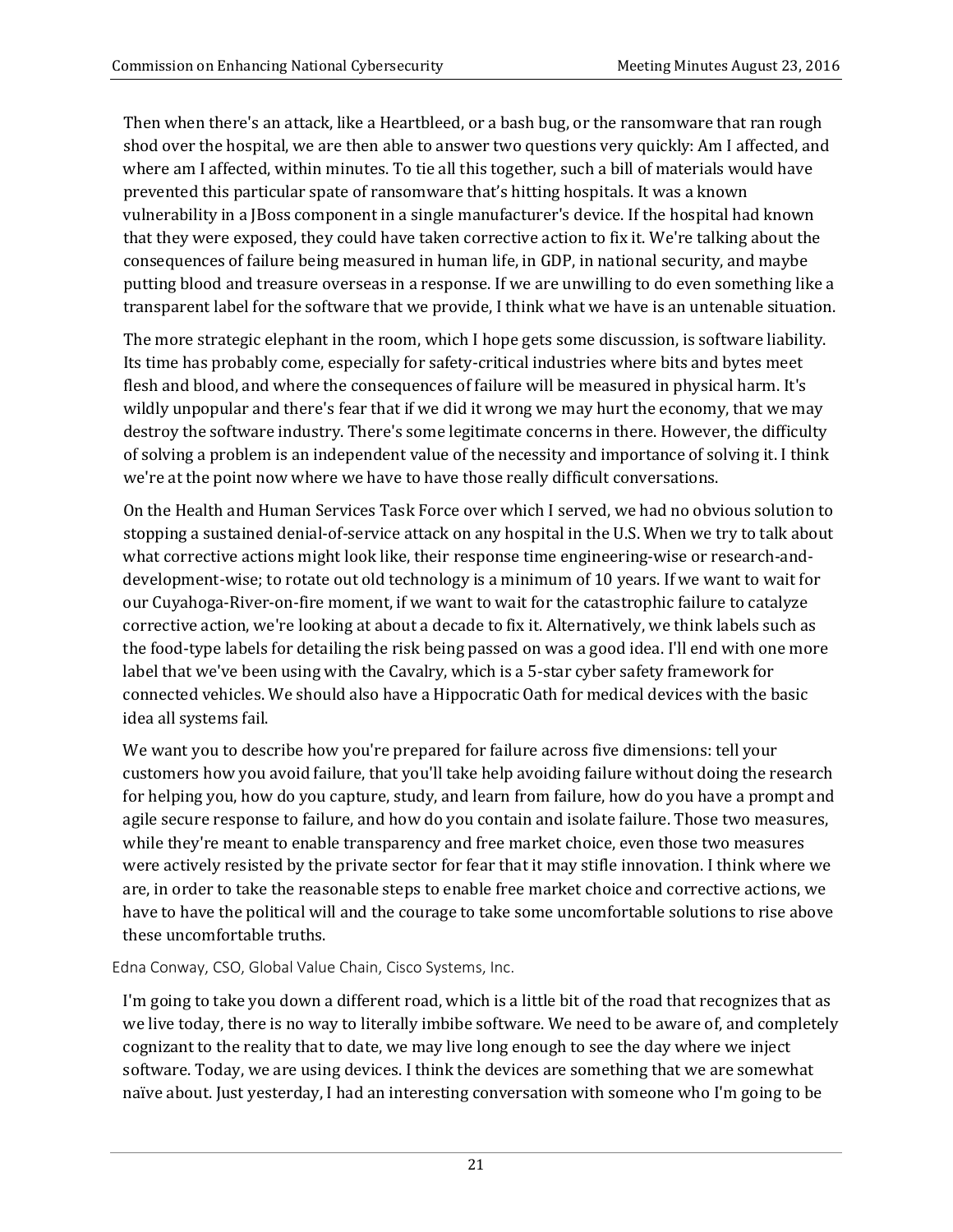Then when there's an attack, like a Heartbleed, or a bash bug, or the ransomware that ran rough shod over the hospital, we are then able to answer two questions very quickly: Am I affected, and where am I affected, within minutes. To tie all this together, such a bill of materials would have prevented this particular spate of ransomware that's hitting hospitals. It was a known vulnerability in a JBoss component in a single manufacturer's device. If the hospital had known that they were exposed, they could have taken corrective action to fix it. We're talking about the consequences of failure being measured in human life, in GDP, in national security, and maybe putting blood and treasure overseas in a response. If we are unwilling to do even something like a transparent label for the software that we provide, I think what we have is an untenable situation.

The more strategic elephant in the room, which I hope gets some discussion, is software liability. Its time has probably come, especially for safety-critical industries where bits and bytes meet flesh and blood, and where the consequences of failure will be measured in physical harm. It's wildly unpopular and there's fear that if we did it wrong we may hurt the economy, that we may destroy the software industry. There's some legitimate concerns in there. However, the difficulty of solving a problem is an independent value of the necessity and importance of solving it. I think we're at the point now where we have to have those really difficult conversations.

On the Health and Human Services Task Force over which I served, we had no obvious solution to stopping a sustained denial-of-service attack on any hospital in the U.S. When we try to talk about what corrective actions might look like, their response time engineering-wise or research-and-development-wise; to rotate out old technology is a minimum of 10 years. If we want to wait for our Cuyahoga-River-on-fire moment, if we want to wait for the catastrophic failure to catalyze corrective action, we're looking at about a decade to fix it. Alternatively, we think labels such as the food-type labels for detailing the risk being passed on was a good idea. I'll end with one more label that we've been using with the Cavalry, which is a 5-star cyber safety framework for connected vehicles. We should also have a Hippocratic Oath for medical devices with the basic idea all systems fail.

We want you to describe how you're prepared for failure across five dimensions: tell your customers how you avoid failure, that you'll take help avoiding failure without doing the research for helping you, how do you capture, study, and learn from failure, how do you have a prompt and agile secure response to failure, and how do you contain and isolate failure. Those two measures, while they're meant to enable transparency and free market choice, even those two measures were actively resisted by the private sector for fear that it may stifle innovation. I think where we are, in order to take the reasonable steps to enable free market choice and corrective actions, we have to have the political will and the courage to take some uncomfortable solutions to rise above these uncomfortable truths.

Edna Conway, CSO, Global Value Chain, Cisco Systems, Inc.

I'm going to take you down a different road, which is a little bit of the road that recognizes that as we live today, there is no way to literally imbibe software. We need to be aware of, and completely cognizant to the reality that to date, we may live long enough to see the day where we inject software. Today, we are using devices. I think the devices are something that we are somewhat naïve about. Just yesterday, I had an interesting conversation with someone who I'm going to be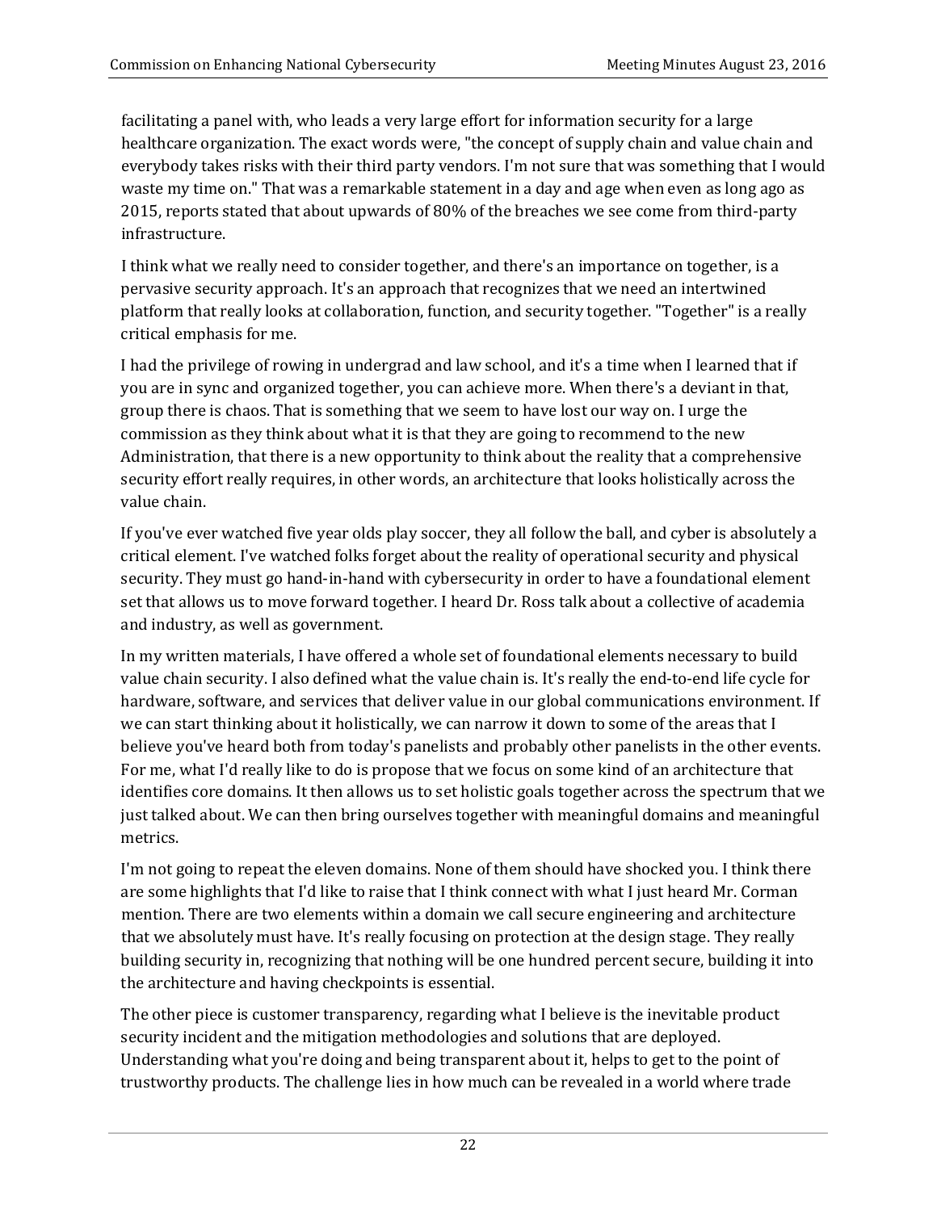facilitating a panel with, who leads a very large effort for information security for a large healthcare organization. The exact words were, "the concept of supply chain and value chain and everybody takes risks with their third party vendors. I'm not sure that was something that I would waste my time on." That was a remarkable statement in a day and age when even as long ago as 2015, reports stated that about upwards of 80% of the breaches we see come from third-party infrastructure.

I think what we really need to consider together, and there's an importance on together, is a pervasive security approach. It's an approach that recognizes that we need an intertwined platform that really looks at collaboration, function, and security together. "Together" is a really critical emphasis for me.

I had the privilege of rowing in undergrad and law school, and it's a time when I learned that if you are in sync and organized together, you can achieve more. When there's a deviant in that, group there is chaos. That is something that we seem to have lost our way on. I urge the commission as they think about what it is that they are going to recommend to the new Administration, that there is a new opportunity to think about the reality that a comprehensive security effort really requires, in other words, an architecture that looks holistically across the value chain.

If you've ever watched five year olds play soccer, they all follow the ball, and cyber is absolutely a critical element. I've watched folks forget about the reality of operational security and physical security. They must go hand-in-hand with cybersecurity in order to have a foundational element set that allows us to move forward together. I heard Dr. Ross talk about a collective of academia and industry, as well as government.

In my written materials, I have offered a whole set of foundational elements necessary to build value chain security. I also defined what the value chain is. It's really the end-to-end life cycle for hardware, software, and services that deliver value in our global communications environment. If we can start thinking about it holistically, we can narrow it down to some of the areas that I believe you've heard both from today's panelists and probably other panelists in the other events. For me, what I'd really like to do is propose that we focus on some kind of an architecture that identifies core domains. It then allows us to set holistic goals together across the spectrum that we just talked about. We can then bring ourselves together with meaningful domains and meaningful metrics.

I'm not going to repeat the eleven domains. None of them should have shocked you. I think there are some highlights that I'd like to raise that I think connect with what I just heard Mr. Corman mention. There are two elements within a domain we call secure engineering and architecture that we absolutely must have. It's really focusing on protection at the design stage. They really building security in, recognizing that nothing will be one hundred percent secure, building it into the architecture and having checkpoints is essential.

The other piece is customer transparency, regarding what I believe is the inevitable product security incident and the mitigation methodologies and solutions that are deployed. Understanding what you're doing and being transparent about it, helps to get to the point of trustworthy products. The challenge lies in how much can be revealed in a world where trade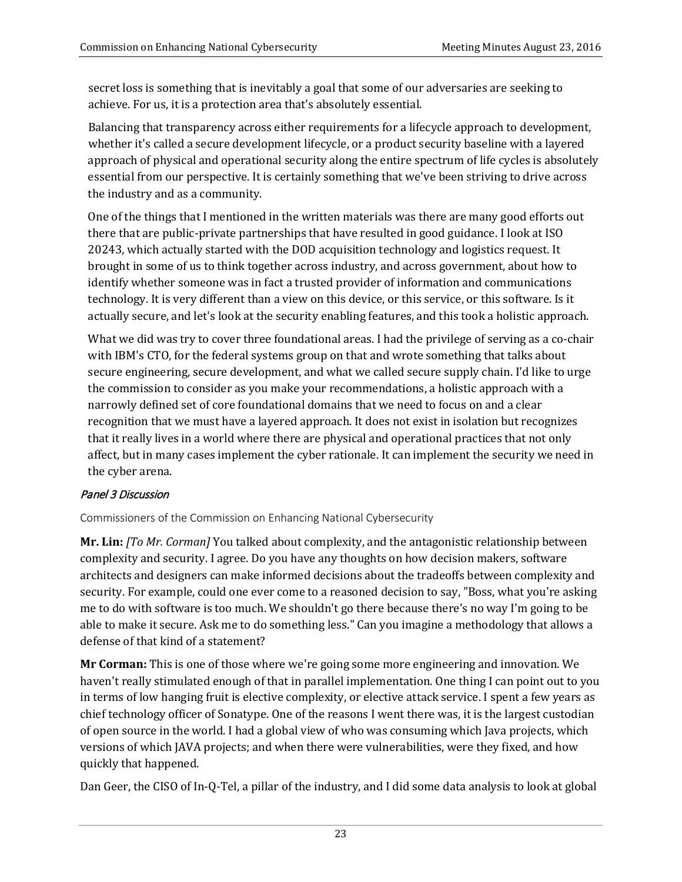secret loss is something that is inevitably a goal that some of our adversaries are seeking to achieve. For us, it is a protection area that's absolutely essential.

Balancing that transparency across either requirements for a lifecycle approach to development, whether it's called a secure development lifecycle, or a product security baseline with a layered approach of physical and operational security along the entire spectrum of life cycles is absolutely essential from our perspective. It is certainly something that we've been striving to drive across the industry and as a community.

One of the things that I mentioned in the written materials was there are many good efforts out there that are public-private partnerships that have resulted in good guidance. I look at ISO 20243, which actually started with the DOD acquisition technology and logistics request. It brought in some of us to think together across industry, and across government, about how to identify whether someone was in fact a trusted provider of information and communications technology. It is very different than a view on this device, or this service, or this software. Is it actually secure, and let's look at the security enabling features, and this took a holistic approach.

What we did was try to cover three foundational areas. I had the privilege of serving as a co-chair with IBM's CTO, for the federal systems group on that and wrote something that talks about secure engineering, secure development, and what we called secure supply chain. I'd like to urge the commission to consider as you make your recommendations, a holistic approach with a narrowly defined set of core foundational domains that we need to focus on and a clear recognition that we must have a layered approach. It does not exist in isolation but recognizes that it really lives in a world where there are physical and operational practices that not only affect, but in many cases implement the cyber rationale. It can implement the security we need in the cyber arena.

### *Panel 3 Discussion*

Commissioners of the Commission on Enhancing National Cybersecurity

**Mr. Lin:** *[To Mr. Corman]* You talked about complexity, and the antagonistic relationship between complexity and security. I agree. Do you have any thoughts on how decision makers, software architects and designers can make informed decisions about the tradeoffs between complexity and security. For example, could one ever come to a reasoned decision to say, "Boss, what you're asking me to do with software is too much. We shouldn't go there because there's no way I'm going to be able to make it secure. Ask me to do something less." Can you imagine a methodology that allows a defense of that kind of a statement?

**Mr Corman:** This is one of those where we're going some more engineering and innovation. We haven't really stimulated enough of that in parallel implementation. One thing I can point out to you in terms of low hanging fruit is elective complexity, or elective attack service. I spent a few years as chief technology officer of Sonatype. One of the reasons I went there was, it is the largest custodian of open source in the world. I had a global view of who was consuming which Java projects, which versions of which JAVA projects; and when there were vulnerabilities, were they fixed, and how quickly that happened.

Dan Geer, the CISO of In-Q-Tel, a pillar of the industry, and I did some data analysis to look at global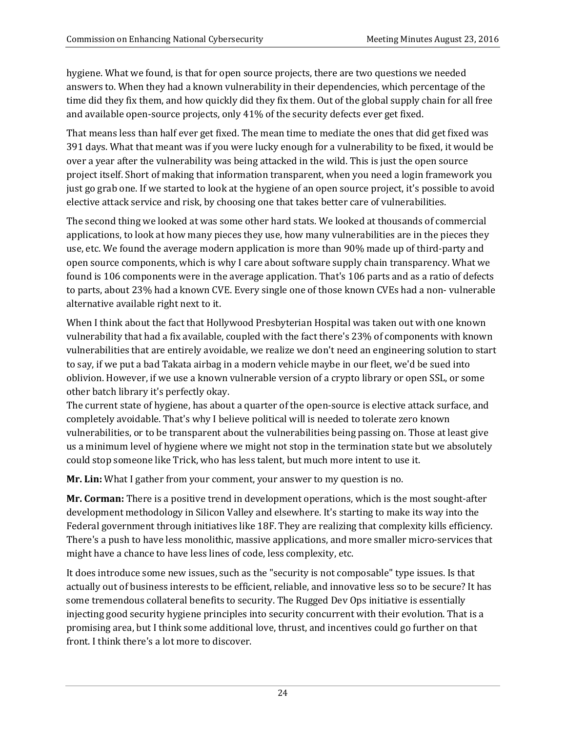hygiene. What we found, is that for open source projects, there are two questions we needed answers to. When they had a known vulnerability in their dependencies, which percentage of the time did they fix them, and how quickly did they fix them. Out of the global supply chain for all free and available open-source projects, only 41% of the security defects ever get fixed.

That means less than half ever get fixed. The mean time to mediate the ones that did get fixed was 391 days. What that meant was if you were lucky enough for a vulnerability to be fixed, it would be over a year after the vulnerability was being attacked in the wild. This is just the open source project itself. Short of making that information transparent, when you need a login framework you just go grab one. If we started to look at the hygiene of an open source project, it's possible to avoid elective attack service and risk, by choosing one that takes better care of vulnerabilities.

The second thing we looked at was some other hard stats. We looked at thousands of commercial applications, to look at how many pieces they use, how many vulnerabilities are in the pieces they use, etc. We found the average modern application is more than 90% made up of third-party and open source components, which is why I care about software supply chain transparency. What we found is 106 components were in the average application. That's 106 parts and as a ratio of defects to parts, about 23% had a known CVE. Every single one of those known CVEs had a non- vulnerable alternative available right next to it.

When I think about the fact that Hollywood Presbyterian Hospital was taken out with one known vulnerability that had a fix available, coupled with the fact there's 23% of components with known vulnerabilities that are entirely avoidable, we realize we don't need an engineering solution to start to say, if we put a bad Takata airbag in a modern vehicle maybe in our fleet, we'd be sued into oblivion. However, if we use a known vulnerable version of a crypto library or open SSL, or some other batch library it's perfectly okay.

The current state of hygiene, has about a quarter of the open-source is elective attack surface, and completely avoidable. That's why I believe political will is needed to tolerate zero known vulnerabilities, or to be transparent about the vulnerabilities being passing on. Those at least give us a minimum level of hygiene where we might not stop in the termination state but we absolutely could stop someone like Trick, who has less talent, but much more intent to use it.

**Mr. Lin:** What I gather from your comment, your answer to my question is no.

**Mr. Corman:** There is a positive trend in development operations, which is the most sought-after development methodology in Silicon Valley and elsewhere. It's starting to make its way into the Federal government through initiatives like 18F. They are realizing that complexity kills efficiency. There's a push to have less monolithic, massive applications, and more smaller micro-services that might have a chance to have less lines of code, less complexity, etc.

It does introduce some new issues, such as the "security is not composable" type issues. Is that actually out of business interests to be efficient, reliable, and innovative less so to be secure? It has some tremendous collateral benefits to security. The Rugged Dev Ops initiative is essentially injecting good security hygiene principles into security concurrent with their evolution. That is a promising area, but I think some additional love, thrust, and incentives could go further on that front. I think there's a lot more to discover.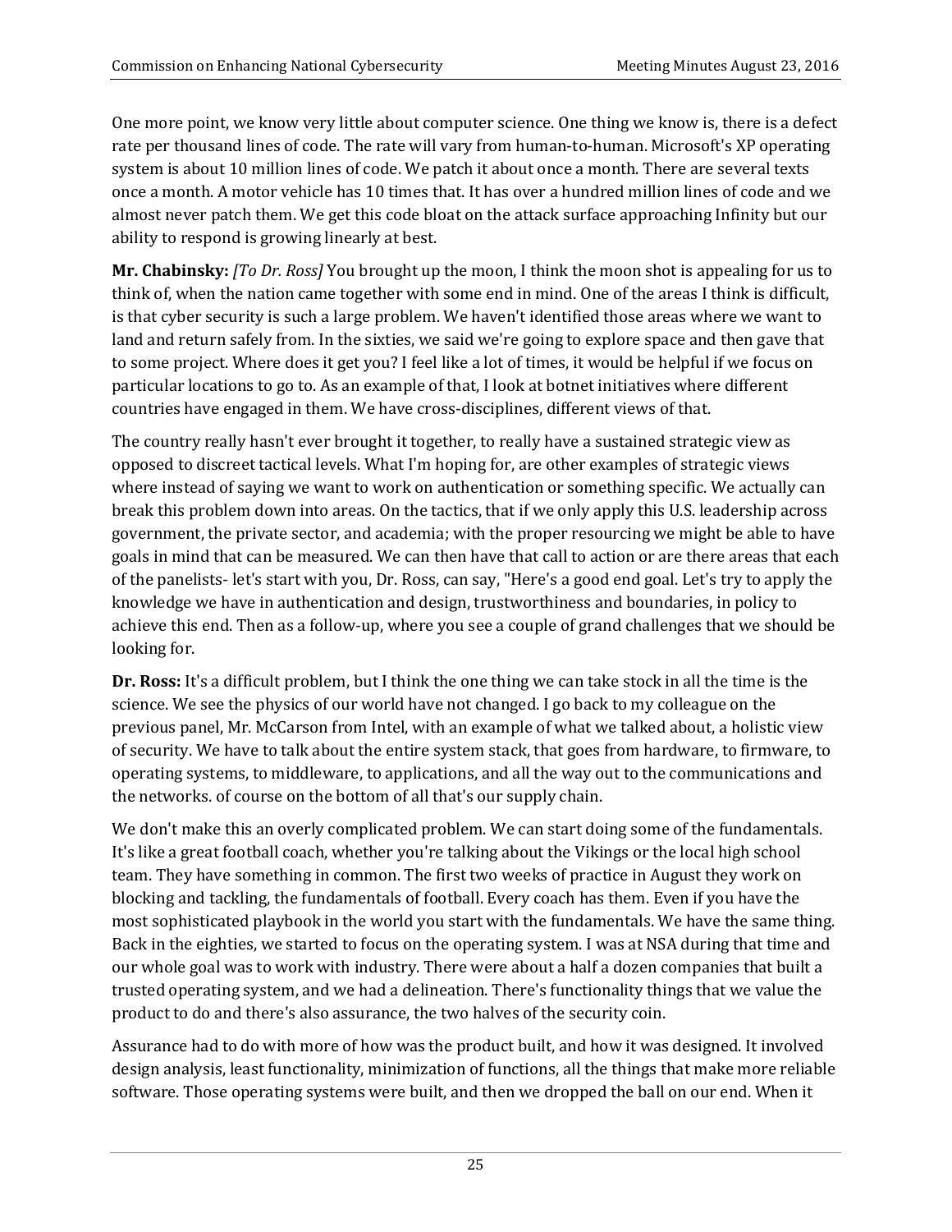One more point, we know very little about computer science. One thing we know is, there is a defect rate per thousand lines of code. The rate will vary from human-to-human. Microsoft's XP operating system is about 10 million lines of code. We patch it about once a month. There are several texts once a month. A motor vehicle has 10 times that. It has over a hundred million lines of code and we almost never patch them. We get this code bloat on the attack surface approaching Infinity but our ability to respond is growing linearly at best.

**Mr. Chabinsky:** *[To Dr. Ross]* You brought up the moon, I think the moon shot is appealing for us to think of, when the nation came together with some end in mind. One of the areas I think is difficult, is that cyber security is such a large problem. We haven't identified those areas where we want to land and return safely from. In the sixties, we said we're going to explore space and then gave that to some project. Where does it get you? I feel like a lot of times, it would be helpful if we focus on particular locations to go to. As an example of that, I look at botnet initiatives where different countries have engaged in them. We have cross-disciplines, different views of that.

The country really hasn't ever brought it together, to really have a sustained strategic view as opposed to discreet tactical levels. What I'm hoping for, are other examples of strategic views where instead of saying we want to work on authentication or something specific. We actually can break this problem down into areas. On the tactics, that if we only apply this U.S. leadership across government, the private sector, and academia; with the proper resourcing we might be able to have goals in mind that can be measured. We can then have that call to action or are there areas that each of the panelists- let's start with you, Dr. Ross, can say, "Here's a good end goal. Let's try to apply the knowledge we have in authentication and design, trustworthiness and boundaries, in policy to achieve this end. Then as a follow-up, where you see a couple of grand challenges that we should be looking for.

**Dr. Ross:** It's a difficult problem, but I think the one thing we can take stock in all the time is the science. We see the physics of our world have not changed. I go back to my colleague on the previous panel, Mr. McCarson from Intel, with an example of what we talked about, a holistic view of security. We have to talk about the entire system stack, that goes from hardware, to firmware, to operating systems, to middleware, to applications, and all the way out to the communications and the networks. of course on the bottom of all that's our supply chain.

We don't make this an overly complicated problem. We can start doing some of the fundamentals. It's like a great football coach, whether you're talking about the Vikings or the local high school team. They have something in common. The first two weeks of practice in August they work on blocking and tackling, the fundamentals of football. Every coach has them. Even if you have the most sophisticated playbook in the world you start with the fundamentals. We have the same thing. Back in the eighties, we started to focus on the operating system. I was at NSA during that time and our whole goal was to work with industry. There were about a half a dozen companies that built a trusted operating system, and we had a delineation. There's functionality things that we value the product to do and there's also assurance, the two halves of the security coin.

Assurance had to do with more of how was the product built, and how it was designed. It involved design analysis, least functionality, minimization of functions, all the things that make more reliable software. Those operating systems were built, and then we dropped the ball on our end. When it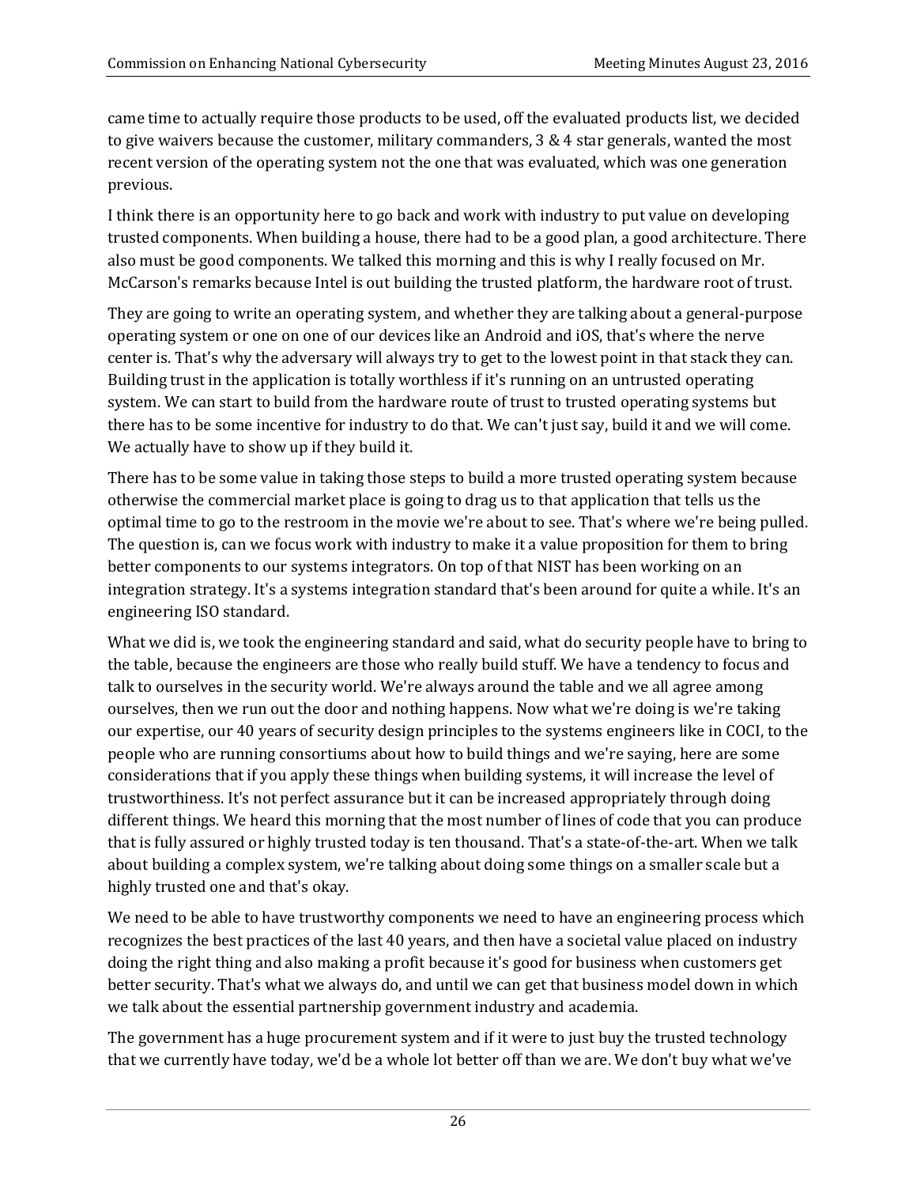came time to actually require those products to be used, off the evaluated products list, we decided to give waivers because the customer, military commanders, 3 & 4 star generals, wanted the most recent version of the operating system not the one that was evaluated, which was one generation previous.

I think there is an opportunity here to go back and work with industry to put value on developing trusted components. When building a house, there had to be a good plan, a good architecture. There also must be good components. We talked this morning and this is why I really focused on Mr. McCarson's remarks because Intel is out building the trusted platform, the hardware root of trust.

They are going to write an operating system, and whether they are talking about a general-purpose operating system or one on one of our devices like an Android and iOS, that's where the nerve center is. That's why the adversary will always try to get to the lowest point in that stack they can. Building trust in the application is totally worthless if it's running on an untrusted operating system. We can start to build from the hardware route of trust to trusted operating systems but there has to be some incentive for industry to do that. We can't just say, build it and we will come. We actually have to show up if they build it.

There has to be some value in taking those steps to build a more trusted operating system because otherwise the commercial market place is going to drag us to that application that tells us the optimal time to go to the restroom in the movie we're about to see. That's where we're being pulled. The question is, can we focus work with industry to make it a value proposition for them to bring better components to our systems integrators. On top of that NIST has been working on an integration strategy. It's a systems integration standard that's been around for quite a while. It's an engineering ISO standard.

What we did is, we took the engineering standard and said, what do security people have to bring to the table, because the engineers are those who really build stuff. We have a tendency to focus and talk to ourselves in the security world. We're always around the table and we all agree among ourselves, then we run out the door and nothing happens. Now what we're doing is we're taking our expertise, our 40 years of security design principles to the systems engineers like in COCI, to the people who are running consortiums about how to build things and we're saying, here are some considerations that if you apply these things when building systems, it will increase the level of trustworthiness. It's not perfect assurance but it can be increased appropriately through doing different things. We heard this morning that the most number of lines of code that you can produce that is fully assured or highly trusted today is ten thousand. That's a state-of-the-art. When we talk about building a complex system, we're talking about doing some things on a smaller scale but a highly trusted one and that's okay.

We need to be able to have trustworthy components we need to have an engineering process which recognizes the best practices of the last 40 years, and then have a societal value placed on industry doing the right thing and also making a profit because it's good for business when customers get better security. That's what we always do, and until we can get that business model down in which we talk about the essential partnership government industry and academia.

The government has a huge procurement system and if it were to just buy the trusted technology that we currently have today, we'd be a whole lot better off than we are. We don't buy what we've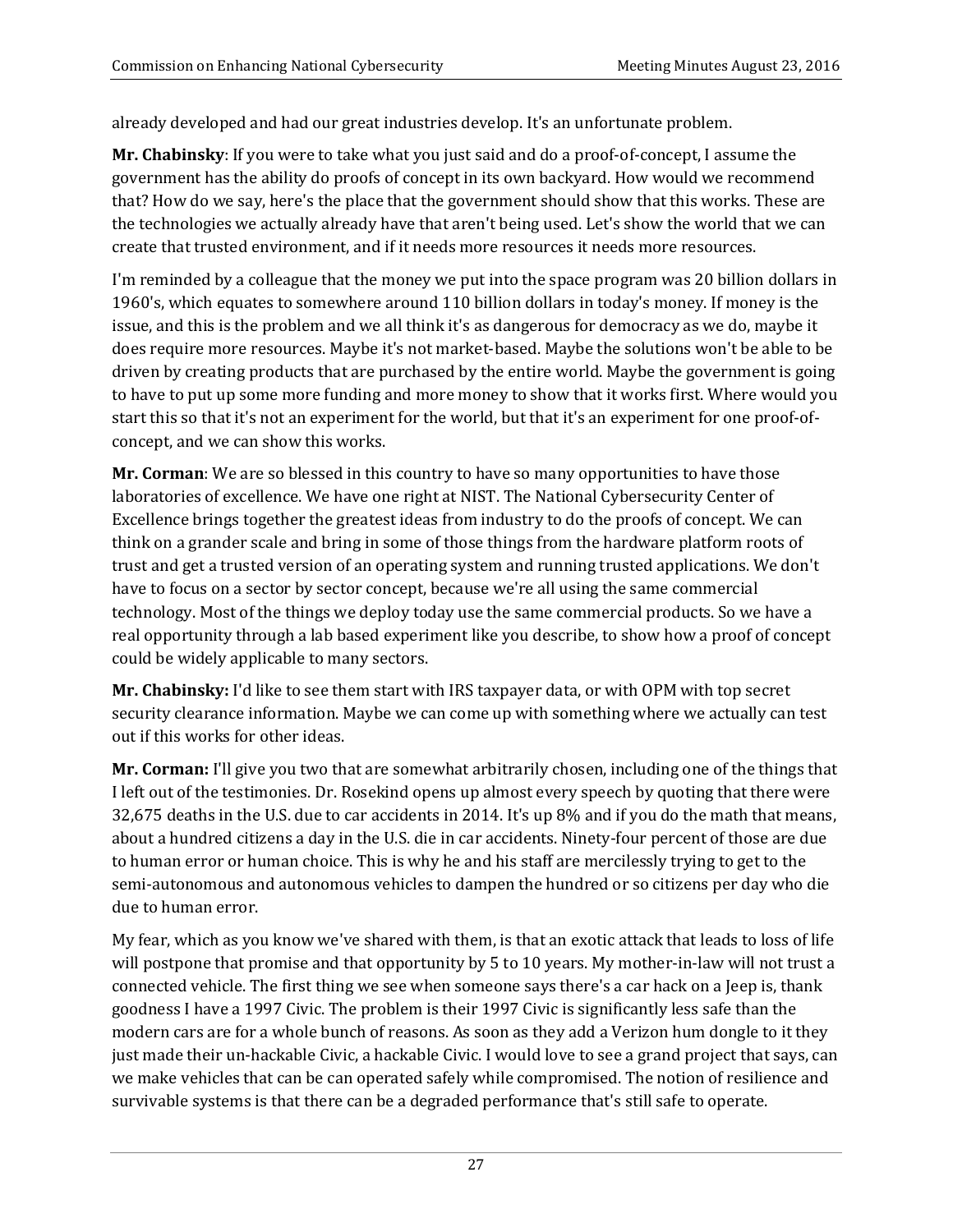already developed and had our great industries develop. It's an unfortunate problem.

**Mr. Chabinsky**: If you were to take what you just said and do a proof-of-concept, I assume the government has the ability do proofs of concept in its own backyard. How would we recommend that? How do we say, here's the place that the government should show that this works. These are the technologies we actually already have that aren't being used. Let's show the world that we can create that trusted environment, and if it needs more resources it needs more resources.

I'm reminded by a colleague that the money we put into the space program was 20 billion dollars in 1960's, which equates to somewhere around 110 billion dollars in today's money. If money is the issue, and this is the problem and we all think it's as dangerous for democracy as we do, maybe it does require more resources. Maybe it's not market-based. Maybe the solutions won't be able to be driven by creating products that are purchased by the entire world. Maybe the government is going to have to put up some more funding and more money to show that it works first. Where would you start this so that it's not an experiment for the world, but that it's an experiment for one proof-of-concept, and we can show this works.

**Mr. Corman**: We are so blessed in this country to have so many opportunities to have those laboratories of excellence. We have one right at NIST. The National Cybersecurity Center of Excellence brings together the greatest ideas from industry to do the proofs of concept. We can think on a grander scale and bring in some of those things from the hardware platform roots of trust and get a trusted version of an operating system and running trusted applications. We don't have to focus on a sector by sector concept, because we're all using the same commercial technology. Most of the things we deploy today use the same commercial products. So we have a real opportunity through a lab based experiment like you describe, to show how a proof of concept could be widely applicable to many sectors.

**Mr. Chabinsky:** I'd like to see them start with IRS taxpayer data, or with OPM with top secret security clearance information. Maybe we can come up with something where we actually can test out if this works for other ideas.

**Mr. Corman:** I'll give you two that are somewhat arbitrarily chosen, including one of the things that I left out of the testimonies. Dr. Rosekind opens up almost every speech by quoting that there were 32,675 deaths in the U.S. due to car accidents in 2014. It's up 8% and if you do the math that means, about a hundred citizens a day in the U.S. die in car accidents. Ninety-four percent of those are due to human error or human choice. This is why he and his staff are mercilessly trying to get to the semi-autonomous and autonomous vehicles to dampen the hundred or so citizens per day who die due to human error.

My fear, which as you know we've shared with them, is that an exotic attack that leads to loss of life will postpone that promise and that opportunity by 5 to 10 years. My mother-in-law will not trust a connected vehicle. The first thing we see when someone says there's a car hack on a Jeep is, thank goodness I have a 1997 Civic. The problem is their 1997 Civic is significantly less safe than the modern cars are for a whole bunch of reasons. As soon as they add a Verizon hum dongle to it they just made their un-hackable Civic, a hackable Civic. I would love to see a grand project that says, can we make vehicles that can be can operated safely while compromised. The notion of resilience and survivable systems is that there can be a degraded performance that's still safe to operate.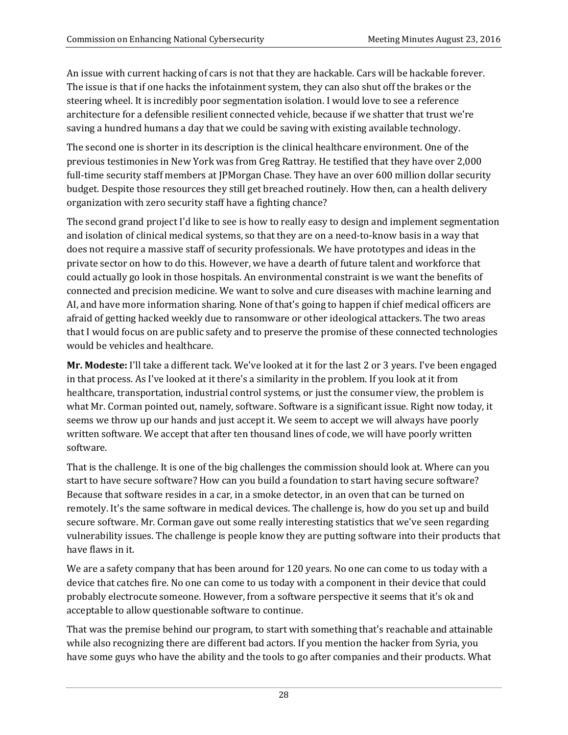An issue with current hacking of cars is not that they are hackable. Cars will be hackable forever. The issue is that if one hacks the infotainment system, they can also shut off the brakes or the steering wheel. It is incredibly poor segmentation isolation. I would love to see a reference architecture for a defensible resilient connected vehicle, because if we shatter that trust we're saving a hundred humans a day that we could be saving with existing available technology.

The second one is shorter in its description is the clinical healthcare environment. One of the previous testimonies in New York was from Greg Rattray. He testified that they have over 2,000 full-time security staff members at JPMorgan Chase. They have an over 600 million dollar security budget. Despite those resources they still get breached routinely. How then, can a health delivery organization with zero security staff have a fighting chance?

The second grand project I'd like to see is how to really easy to design and implement segmentation and isolation of clinical medical systems, so that they are on a need-to-know basis in a way that does not require a massive staff of security professionals. We have prototypes and ideas in the private sector on how to do this. However, we have a dearth of future talent and workforce that could actually go look in those hospitals. An environmental constraint is we want the benefits of connected and precision medicine. We want to solve and cure diseases with machine learning and AI, and have more information sharing. None of that's going to happen if chief medical officers are afraid of getting hacked weekly due to ransomware or other ideological attackers. The two areas that I would focus on are public safety and to preserve the promise of these connected technologies would be vehicles and healthcare.

**Mr. Modeste:** I'll take a different tack. We've looked at it for the last 2 or 3 years. I've been engaged in that process. As I've looked at it there's a similarity in the problem. If you look at it from healthcare, transportation, industrial control systems, or just the consumer view, the problem is what Mr. Corman pointed out, namely, software. Software is a significant issue. Right now today, it seems we throw up our hands and just accept it. We seem to accept we will always have poorly written software. We accept that after ten thousand lines of code, we will have poorly written software.

That is the challenge. It is one of the big challenges the commission should look at. Where can you start to have secure software? How can you build a foundation to start having secure software? Because that software resides in a car, in a smoke detector, in an oven that can be turned on remotely. It's the same software in medical devices. The challenge is, how do you set up and build secure software. Mr. Corman gave out some really interesting statistics that we've seen regarding vulnerability issues. The challenge is people know they are putting software into their products that have flaws in it.

We are a safety company that has been around for 120 years. No one can come to us today with a device that catches fire. No one can come to us today with a component in their device that could probably electrocute someone. However, from a software perspective it seems that it's ok and acceptable to allow questionable software to continue.

That was the premise behind our program, to start with something that's reachable and attainable while also recognizing there are different bad actors. If you mention the hacker from Syria, you have some guys who have the ability and the tools to go after companies and their products. What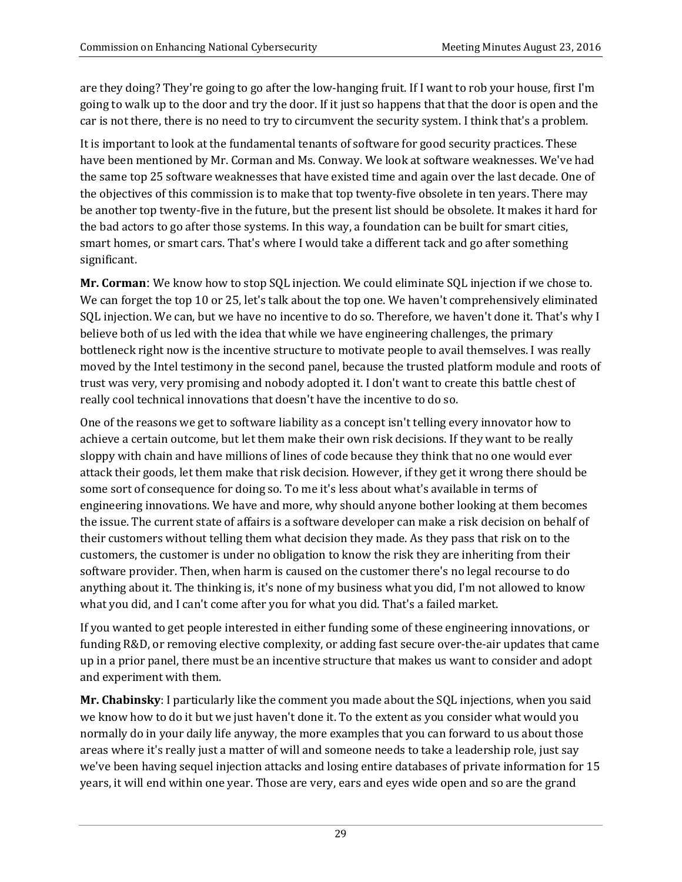are they doing? They're going to go after the low-hanging fruit. If I want to rob your house, first I'm going to walk up to the door and try the door. If it just so happens that that the door is open and the car is not there, there is no need to try to circumvent the security system. I think that's a problem.

It is important to look at the fundamental tenants of software for good security practices. These have been mentioned by Mr. Corman and Ms. Conway. We look at software weaknesses. We've had the same top 25 software weaknesses that have existed time and again over the last decade. One of the objectives of this commission is to make that top twenty-five obsolete in ten years. There may be another top twenty-five in the future, but the present list should be obsolete. It makes it hard for the bad actors to go after those systems. In this way, a foundation can be built for smart cities, smart homes, or smart cars. That's where I would take a different tack and go after something significant.

**Mr. Corman**: We know how to stop SQL injection. We could eliminate SQL injection if we chose to. We can forget the top 10 or 25, let's talk about the top one. We haven't comprehensively eliminated SQL injection. We can, but we have no incentive to do so. Therefore, we haven't done it. That's why I believe both of us led with the idea that while we have engineering challenges, the primary bottleneck right now is the incentive structure to motivate people to avail themselves. I was really moved by the Intel testimony in the second panel, because the trusted platform module and roots of trust was very, very promising and nobody adopted it. I don't want to create this battle chest of really cool technical innovations that doesn't have the incentive to do so.

One of the reasons we get to software liability as a concept isn't telling every innovator how to achieve a certain outcome, but let them make their own risk decisions. If they want to be really sloppy with chain and have millions of lines of code because they think that no one would ever attack their goods, let them make that risk decision. However, if they get it wrong there should be some sort of consequence for doing so. To me it's less about what's available in terms of engineering innovations. We have and more, why should anyone bother looking at them becomes the issue. The current state of affairs is a software developer can make a risk decision on behalf of their customers without telling them what decision they made. As they pass that risk on to the customers, the customer is under no obligation to know the risk they are inheriting from their software provider. Then, when harm is caused on the customer there's no legal recourse to do anything about it. The thinking is, it's none of my business what you did, I'm not allowed to know what you did, and I can't come after you for what you did. That's a failed market.

If you wanted to get people interested in either funding some of these engineering innovations, or funding R&D, or removing elective complexity, or adding fast secure over-the-air updates that came up in a prior panel, there must be an incentive structure that makes us want to consider and adopt and experiment with them.

**Mr. Chabinsky**: I particularly like the comment you made about the SQL injections, when you said we know how to do it but we just haven't done it. To the extent as you consider what would you normally do in your daily life anyway, the more examples that you can forward to us about those areas where it's really just a matter of will and someone needs to take a leadership role, just say we've been having sequel injection attacks and losing entire databases of private information for 15 years, it will end within one year. Those are very, ears and eyes wide open and so are the grand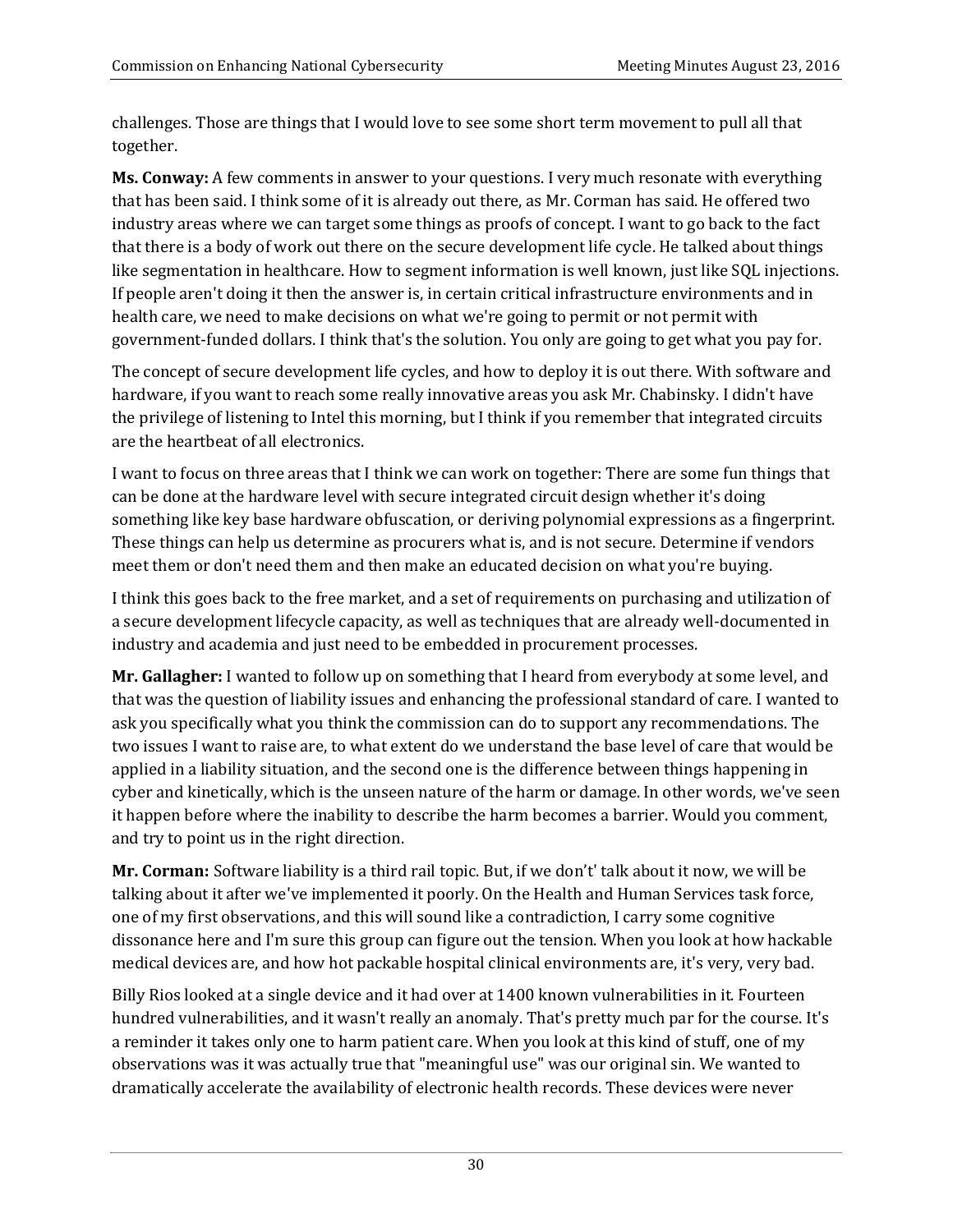challenges. Those are things that I would love to see some short term movement to pull all that together.

**Ms. Conway:** A few comments in answer to your questions. I very much resonate with everything that has been said. I think some of it is already out there, as Mr. Corman has said. He offered two industry areas where we can target some things as proofs of concept. I want to go back to the fact that there is a body of work out there on the secure development life cycle. He talked about things like segmentation in healthcare. How to segment information is well known, just like SQL injections. If people aren't doing it then the answer is, in certain critical infrastructure environments and in health care, we need to make decisions on what we're going to permit or not permit with government-funded dollars. I think that's the solution. You only are going to get what you pay for.

The concept of secure development life cycles, and how to deploy it is out there. With software and hardware, if you want to reach some really innovative areas you ask Mr. Chabinsky. I didn't have the privilege of listening to Intel this morning, but I think if you remember that integrated circuits are the heartbeat of all electronics.

I want to focus on three areas that I think we can work on together: There are some fun things that can be done at the hardware level with secure integrated circuit design whether it's doing something like key base hardware obfuscation, or deriving polynomial expressions as a fingerprint. These things can help us determine as procurers what is, and is not secure. Determine if vendors meet them or don't need them and then make an educated decision on what you're buying.

I think this goes back to the free market, and a set of requirements on purchasing and utilization of a secure development lifecycle capacity, as well as techniques that are already well-documented in industry and academia and just need to be embedded in procurement processes.

**Mr. Gallagher:** I wanted to follow up on something that I heard from everybody at some level, and that was the question of liability issues and enhancing the professional standard of care. I wanted to ask you specifically what you think the commission can do to support any recommendations. The two issues I want to raise are, to what extent do we understand the base level of care that would be applied in a liability situation, and the second one is the difference between things happening in cyber and kinetically, which is the unseen nature of the harm or damage. In other words, we've seen it happen before where the inability to describe the harm becomes a barrier. Would you comment, and try to point us in the right direction.

**Mr. Corman:** Software liability is a third rail topic. But, if we don't' talk about it now, we will be talking about it after we've implemented it poorly. On the Health and Human Services task force, one of my first observations, and this will sound like a contradiction, I carry some cognitive dissonance here and I'm sure this group can figure out the tension. When you look at how hackable medical devices are, and how hot packable hospital clinical environments are, it's very, very bad.

Billy Rios looked at a single device and it had over at 1400 known vulnerabilities in it. Fourteen hundred vulnerabilities, and it wasn't really an anomaly. That's pretty much par for the course. It's a reminder it takes only one to harm patient care. When you look at this kind of stuff, one of my observations was it was actually true that "meaningful use" was our original sin. We wanted to dramatically accelerate the availability of electronic health records. These devices were never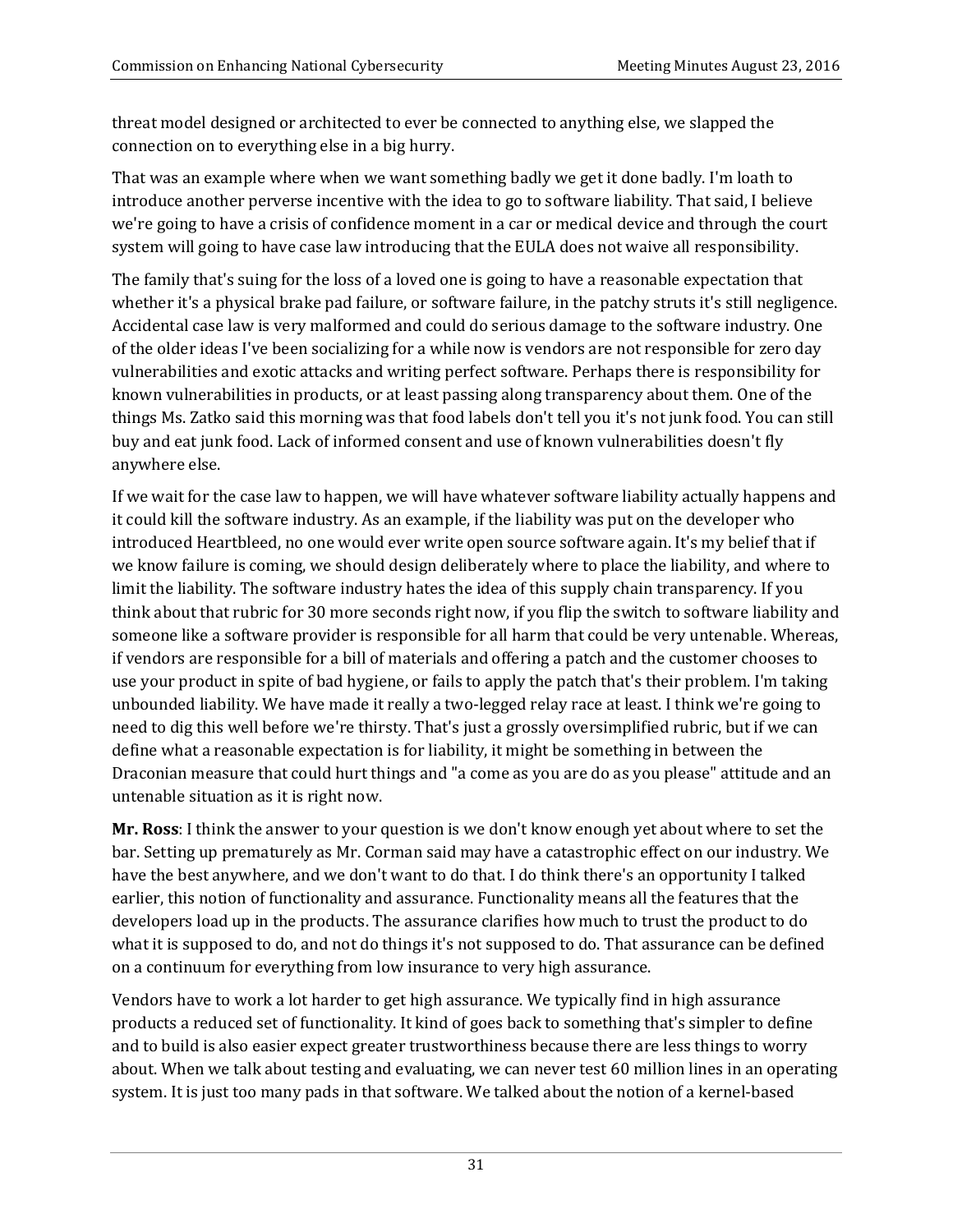threat model designed or architected to ever be connected to anything else, we slapped the connection on to everything else in a big hurry.

That was an example where when we want something badly we get it done badly. I'm loath to introduce another perverse incentive with the idea to go to software liability. That said, I believe we're going to have a crisis of confidence moment in a car or medical device and through the court system will going to have case law introducing that the EULA does not waive all responsibility.

The family that's suing for the loss of a loved one is going to have a reasonable expectation that whether it's a physical brake pad failure, or software failure, in the patchy struts it's still negligence. Accidental case law is very malformed and could do serious damage to the software industry. One of the older ideas I've been socializing for a while now is vendors are not responsible for zero day vulnerabilities and exotic attacks and writing perfect software. Perhaps there is responsibility for known vulnerabilities in products, or at least passing along transparency about them. One of the things Ms. Zatko said this morning was that food labels don't tell you it's not junk food. You can still buy and eat junk food. Lack of informed consent and use of known vulnerabilities doesn't fly anywhere else.

If we wait for the case law to happen, we will have whatever software liability actually happens and it could kill the software industry. As an example, if the liability was put on the developer who introduced Heartbleed, no one would ever write open source software again. It's my belief that if we know failure is coming, we should design deliberately where to place the liability, and where to limit the liability. The software industry hates the idea of this supply chain transparency. If you think about that rubric for 30 more seconds right now, if you flip the switch to software liability and someone like a software provider is responsible for all harm that could be very untenable. Whereas, if vendors are responsible for a bill of materials and offering a patch and the customer chooses to use your product in spite of bad hygiene, or fails to apply the patch that's their problem. I'm taking unbounded liability. We have made it really a two-legged relay race at least. I think we're going to need to dig this well before we're thirsty. That's just a grossly oversimplified rubric, but if we can define what a reasonable expectation is for liability, it might be something in between the Draconian measure that could hurt things and "a come as you are do as you please" attitude and an untenable situation as it is right now.

**Mr. Ross**: I think the answer to your question is we don't know enough yet about where to set the bar. Setting up prematurely as Mr. Corman said may have a catastrophic effect on our industry. We have the best anywhere, and we don't want to do that. I do think there's an opportunity I talked earlier, this notion of functionality and assurance. Functionality means all the features that the developers load up in the products. The assurance clarifies how much to trust the product to do what it is supposed to do, and not do things it's not supposed to do. That assurance can be defined on a continuum for everything from low insurance to very high assurance.

Vendors have to work a lot harder to get high assurance. We typically find in high assurance products a reduced set of functionality. It kind of goes back to something that's simpler to define and to build is also easier expect greater trustworthiness because there are less things to worry about. When we talk about testing and evaluating, we can never test 60 million lines in an operating system. It is just too many pads in that software. We talked about the notion of a kernel-based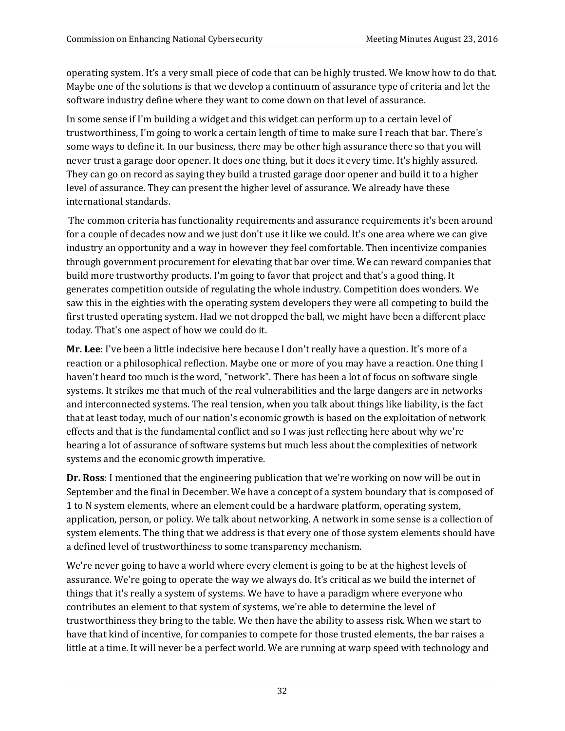operating system. It's a very small piece of code that can be highly trusted. We know how to do that. Maybe one of the solutions is that we develop a continuum of assurance type of criteria and let the software industry define where they want to come down on that level of assurance.

In some sense if I'm building a widget and this widget can perform up to a certain level of trustworthiness, I'm going to work a certain length of time to make sure I reach that bar. There's some ways to define it. In our business, there may be other high assurance there so that you will never trust a garage door opener. It does one thing, but it does it every time. It's highly assured. They can go on record as saying they build a trusted garage door opener and build it to a higher level of assurance. They can present the higher level of assurance. We already have these international standards.

The common criteria has functionality requirements and assurance requirements it's been around for a couple of decades now and we just don't use it like we could. It's one area where we can give industry an opportunity and a way in however they feel comfortable. Then incentivize companies through government procurement for elevating that bar over time. We can reward companies that build more trustworthy products. I'm going to favor that project and that's a good thing. It generates competition outside of regulating the whole industry. Competition does wonders. We saw this in the eighties with the operating system developers they were all competing to build the first trusted operating system. Had we not dropped the ball, we might have been a different place today. That's one aspect of how we could do it.

**Mr. Lee**: I've been a little indecisive here because I don't really have a question. It's more of a reaction or a philosophical reflection. Maybe one or more of you may have a reaction. One thing I haven't heard too much is the word, "network". There has been a lot of focus on software single systems. It strikes me that much of the real vulnerabilities and the large dangers are in networks and interconnected systems. The real tension, when you talk about things like liability, is the fact that at least today, much of our nation's economic growth is based on the exploitation of network effects and that is the fundamental conflict and so I was just reflecting here about why we're hearing a lot of assurance of software systems but much less about the complexities of network systems and the economic growth imperative.

**Dr. Ross**: I mentioned that the engineering publication that we're working on now will be out in September and the final in December. We have a concept of a system boundary that is composed of 1 to N system elements, where an element could be a hardware platform, operating system, application, person, or policy. We talk about networking. A network in some sense is a collection of system elements. The thing that we address is that every one of those system elements should have a defined level of trustworthiness to some transparency mechanism.

We're never going to have a world where every element is going to be at the highest levels of assurance. We're going to operate the way we always do. It's critical as we build the internet of things that it's really a system of systems. We have to have a paradigm where everyone who contributes an element to that system of systems, we're able to determine the level of trustworthiness they bring to the table. We then have the ability to assess risk. When we start to have that kind of incentive, for companies to compete for those trusted elements, the bar raises a little at a time. It will never be a perfect world. We are running at warp speed with technology and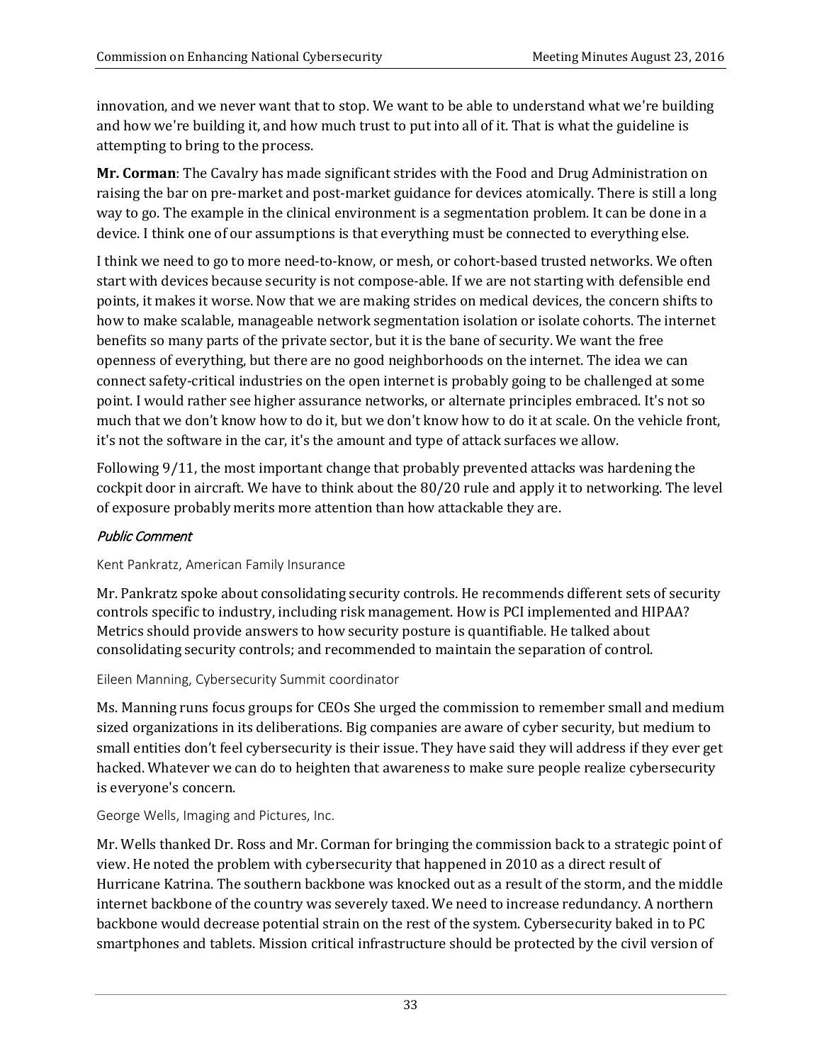innovation, and we never want that to stop. We want to be able to understand what we're building and how we're building it, and how much trust to put into all of it. That is what the guideline is attempting to bring to the process.

**Mr. Corman**: The Cavalry has made significant strides with the Food and Drug Administration on raising the bar on pre-market and post-market guidance for devices atomically. There is still a long way to go. The example in the clinical environment is a segmentation problem. It can be done in a device. I think one of our assumptions is that everything must be connected to everything else.

I think we need to go to more need-to-know, or mesh, or cohort-based trusted networks. We often start with devices because security is not compose-able. If we are not starting with defensible end points, it makes it worse. Now that we are making strides on medical devices, the concern shifts to how to make scalable, manageable network segmentation isolation or isolate cohorts. The internet benefits so many parts of the private sector, but it is the bane of security. We want the free openness of everything, but there are no good neighborhoods on the internet. The idea we can connect safety-critical industries on the open internet is probably going to be challenged at some point. I would rather see higher assurance networks, or alternate principles embraced. It's not so much that we don't know how to do it, but we don't know how to do it at scale. On the vehicle front, it's not the software in the car, it's the amount and type of attack surfaces we allow.

Following 9/11, the most important change that probably prevented attacks was hardening the cockpit door in aircraft. We have to think about the 80/20 rule and apply it to networking. The level of exposure probably merits more attention than how attackable they are.

### *Public Comment*

Kent Pankratz, American Family Insurance

Mr. Pankratz spoke about consolidating security controls. He recommends different sets of security controls specific to industry, including risk management. How is PCI implemented and HIPAA? Metrics should provide answers to how security posture is quantifiable. He talked about consolidating security controls; and recommended to maintain the separation of control.

Eileen Manning, Cybersecurity Summit coordinator

Ms. Manning runs focus groups for CEOs She urged the commission to remember small and medium sized organizations in its deliberations. Big companies are aware of cyber security, but medium to small entities don't feel cybersecurity is their issue. They have said they will address if they ever get hacked. Whatever we can do to heighten that awareness to make sure people realize cybersecurity is everyone's concern.

George Wells, Imaging and Pictures, Inc.

Mr. Wells thanked Dr. Ross and Mr. Corman for bringing the commission back to a strategic point of view. He noted the problem with cybersecurity that happened in 2010 as a direct result of Hurricane Katrina. The southern backbone was knocked out as a result of the storm, and the middle internet backbone of the country was severely taxed. We need to increase redundancy. A northern backbone would decrease potential strain on the rest of the system. Cybersecurity baked in to PC smartphones and tablets. Mission critical infrastructure should be protected by the civil version of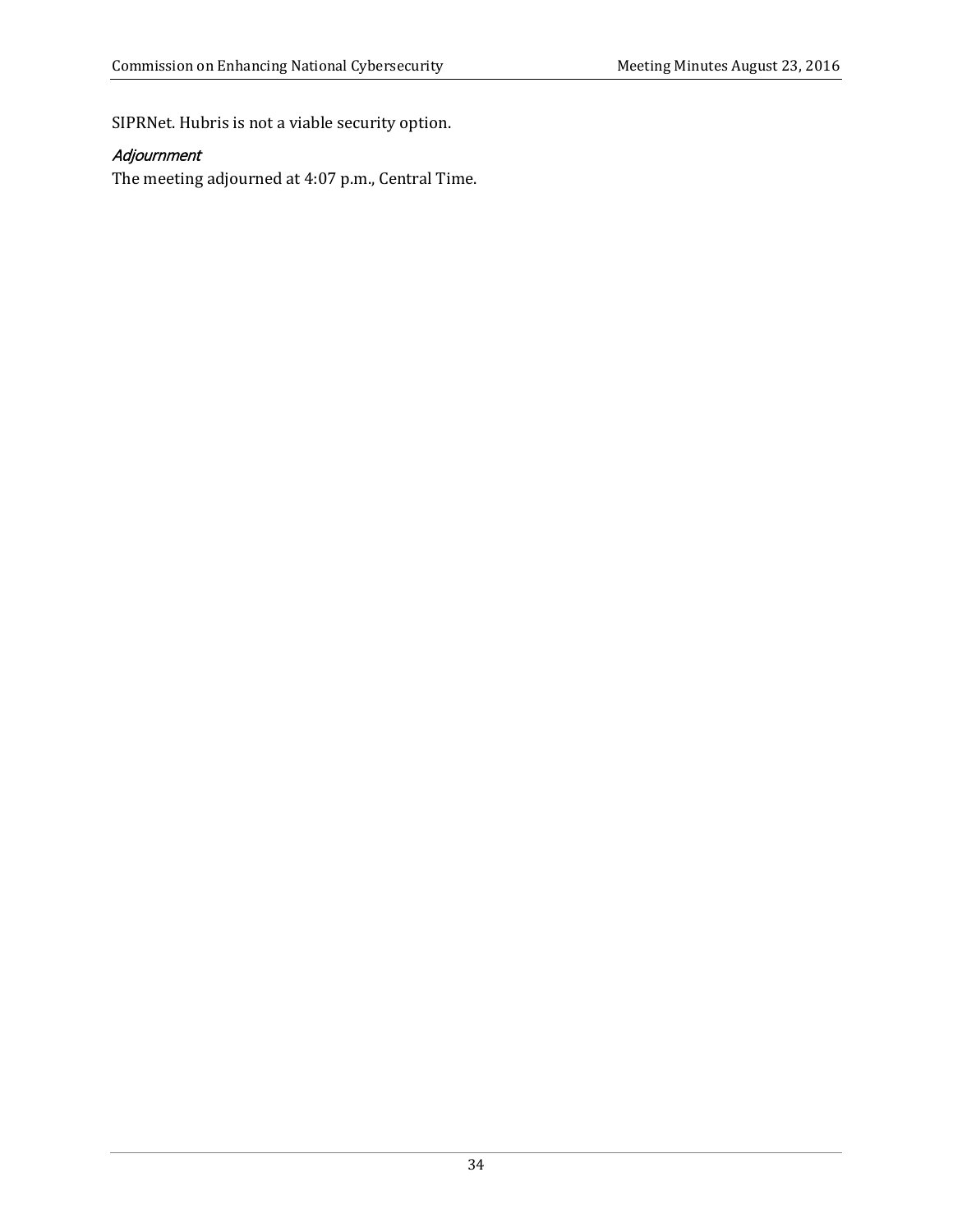SIPRNet. Hubris is not a viable security option.

### *Adjournment*

The meeting adjourned at 4:07 p.m., Central Time.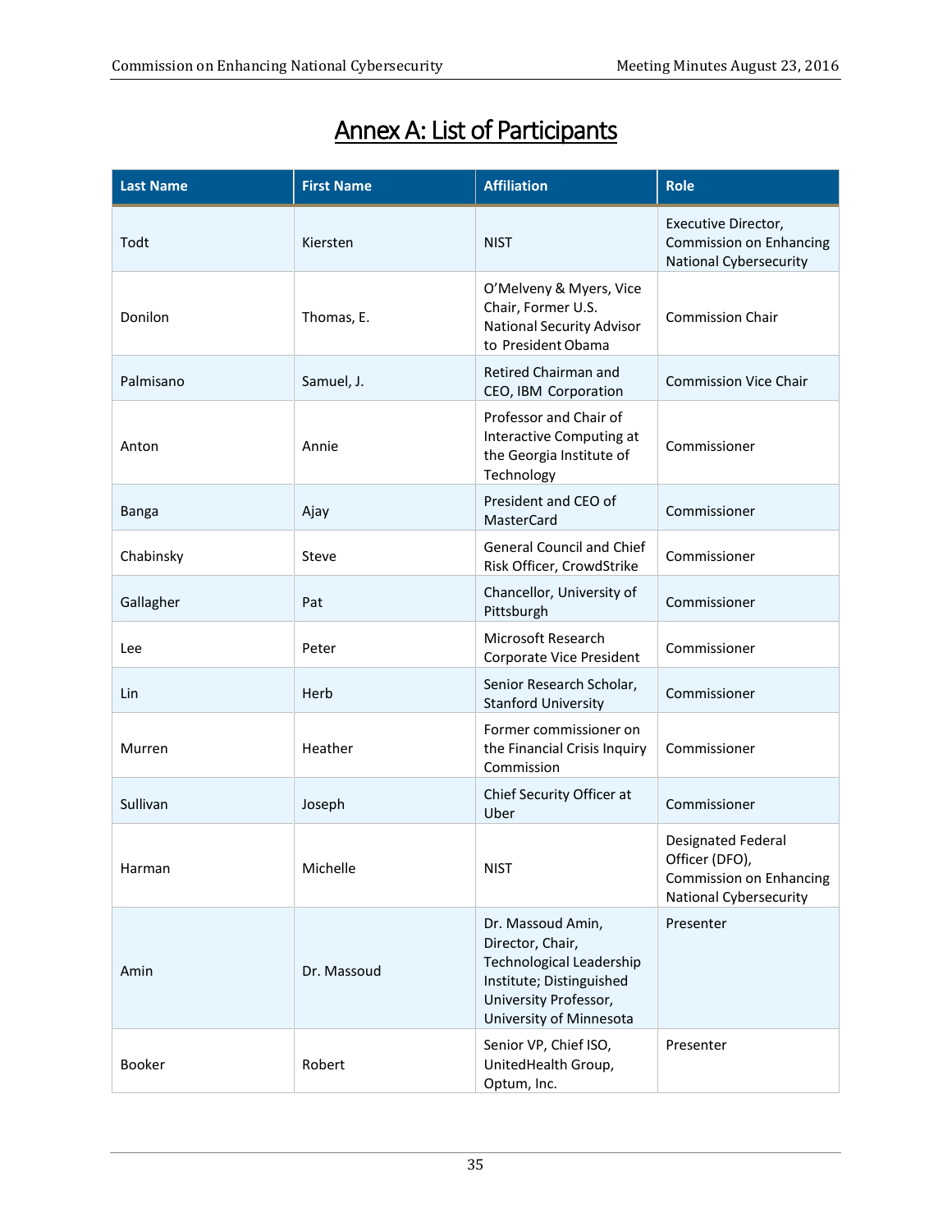# Annex A: List of Participants

| Last Name | First Name | Affiliation | Role |
|---|---|---|---|
| Todt | Kiersten | NIST | Executive Director, Commission on Enhancing National Cybersecurity |
| Donilon | Thomas, E. | O'Melveny & Myers, Vice Chair, Former U.S. National Security Advisor to President Obama | Commission Chair |
| Palmisano | Samuel, J. | Retired Chairman and CEO, IBM Corporation | Commission Vice Chair |
| Anton | Annie | Professor and Chair of Interactive Computing at the Georgia Institute of Technology | Commissioner |
| Banga | Ajay | President and CEO of MasterCard | Commissioner |
| Chabinsky | Steve | General Council and Chief Risk Officer, CrowdStrike | Commissioner |
| Gallagher | Pat | Chancellor, University of Pittsburgh | Commissioner |
| Lee | Peter | Microsoft Research Corporate Vice President | Commissioner |
| Lin | Herb | Senior Research Scholar, Stanford University | Commissioner |
| Murren | Heather | Former commissioner on the Financial Crisis Inquiry Commission | Commissioner |
| Sullivan | Joseph | Chief Security Officer at Uber | Commissioner |
| Harman | Michelle | NIST | Designated Federal Officer (DFO), Commission on Enhancing National Cybersecurity |
| Amin | Dr. Massoud | Dr. Massoud Amin, Director, Chair, Technological Leadership Institute; Distinguished University Professor, University of Minnesota | Presenter |
| Booker | Robert | Senior VP, Chief ISO, UnitedHealth Group, Optum, Inc. | Presenter |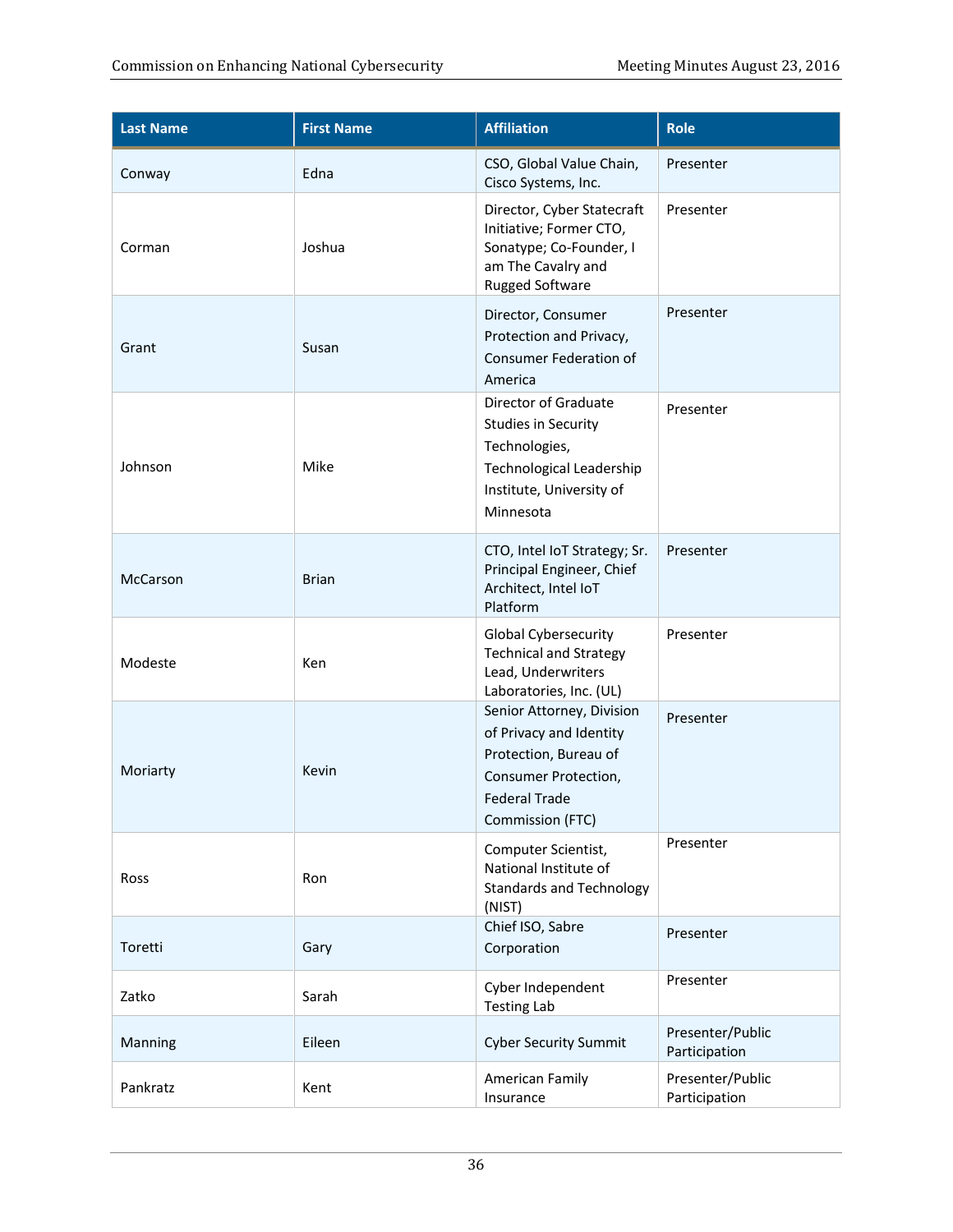| Last Name | First Name | Affiliation | Role |
|---|---|---|---|
| Conway | Edna | CSO, Global Value Chain, Cisco Systems, Inc. | Presenter |
| Corman | Joshua | Director, Cyber Statecraft Initiative; Former CTO, Sonatype; Co-Founder, I am The Cavalry and Rugged Software | Presenter |
| Grant | Susan | Director, Consumer Protection and Privacy, Consumer Federation of America | Presenter |
| Johnson | Mike | Director of Graduate Studies in Security Technologies, Technological Leadership Institute, University of Minnesota | Presenter |
| McCarson | Brian | CTO, Intel IoT Strategy; Sr. Principal Engineer, Chief Architect, Intel IoT Platform | Presenter |
| Modeste | Ken | Global Cybersecurity Technical and Strategy Lead, Underwriters Laboratories, Inc. (UL) | Presenter |
| Moriarty | Kevin | Senior Attorney, Division of Privacy and Identity Protection, Bureau of Consumer Protection, Federal Trade Commission (FTC) | Presenter |
| Ross | Ron | Computer Scientist, National Institute of Standards and Technology (NIST) | Presenter |
| Toretti | Gary | Chief ISO, Sabre Corporation | Presenter |
| Zatko | Sarah | Cyber Independent Testing Lab | Presenter |
| Manning | Eileen | Cyber Security Summit | Presenter/Public Participation |
| Pankratz | Kent | American Family Insurance | Presenter/Public Participation |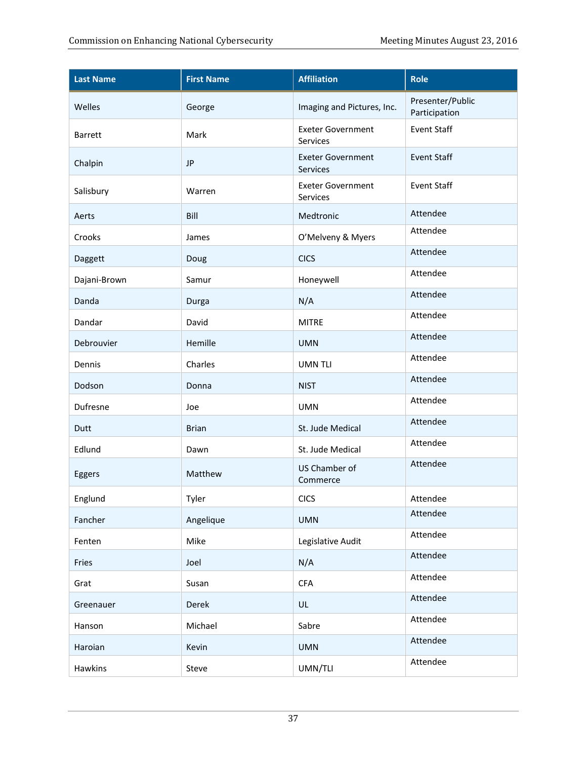| Last Name | First Name | Affiliation | Role |
|---|---|---|---|
| Welles | George | Imaging and Pictures, Inc. | Presenter/Public Participation |
| Barrett | Mark | Exeter Government Services | Event Staff |
| Chalpin | JP | Exeter Government Services | Event Staff |
| Salisbury | Warren | Exeter Government Services | Event Staff |
| Aerts | Bill | Medtronic | Attendee |
| Crooks | James | O'Melveny & Myers | Attendee |
| Daggett | Doug | CICS | Attendee |
| Dajani-Brown | Samur | Honeywell | Attendee |
| Danda | Durga | N/A | Attendee |
| Dandar | David | MITRE | Attendee |
| Debrouvier | Hemille | UMN | Attendee |
| Dennis | Charles | UMN TLI | Attendee |
| Dodson | Donna | NIST | Attendee |
| Dufresne | Joe | UMN | Attendee |
| Dutt | Brian | St. Jude Medical | Attendee |
| Edlund | Dawn | St. Jude Medical | Attendee |
| Eggers | Matthew | US Chamber of Commerce | Attendee |
| Englund | Tyler | CICS | Attendee |
| Fancher | Angelique | UMN | Attendee |
| Fenten | Mike | Legislative Audit | Attendee |
| Fries | Joel | N/A | Attendee |
| Grat | Susan | CFA | Attendee |
| Greenauer | Derek | UL | Attendee |
| Hanson | Michael | Sabre | Attendee |
| Haroian | Kevin | UMN | Attendee |
| Hawkins | Steve | UMN/TLI | Attendee |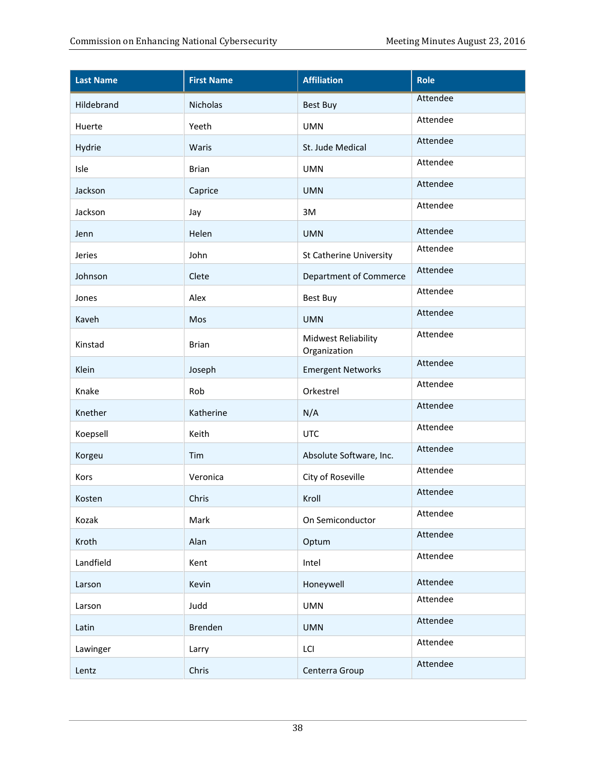| Last Name | First Name | Affiliation | Role |
| --- | --- | --- | --- |
| Hildebrand | Nicholas | Best Buy | Attendee |
| Huerte | Yeeth | UMN | Attendee |
| Hydrie | Waris | St. Jude Medical | Attendee |
| Isle | Brian | UMN | Attendee |
| Jackson | Caprice | UMN | Attendee |
| Jackson | Jay | 3M | Attendee |
| Jenn | Helen | UMN | Attendee |
| Jeries | John | St Catherine University | Attendee |
| Johnson | Clete | Department of Commerce | Attendee |
| Jones | Alex | Best Buy | Attendee |
| Kaveh | Mos | UMN | Attendee |
| Kinstad | Brian | Midwest Reliability Organization | Attendee |
| Klein | Joseph | Emergent Networks | Attendee |
| Knake | Rob | Orkestrel | Attendee |
| Knether | Katherine | N/A | Attendee |
| Koepsell | Keith | UTC | Attendee |
| Korgeu | Tim | Absolute Software, Inc. | Attendee |
| Kors | Veronica | City of Roseville | Attendee |
| Kosten | Chris | Kroll | Attendee |
| Kozak | Mark | On Semiconductor | Attendee |
| Kroth | Alan | Optum | Attendee |
| Landfield | Kent | Intel | Attendee |
| Larson | Kevin | Honeywell | Attendee |
| Larson | Judd | UMN | Attendee |
| Latin | Brenden | UMN | Attendee |
| Lawinger | Larry | LCI | Attendee |
| Lentz | Chris | Centerra Group | Attendee |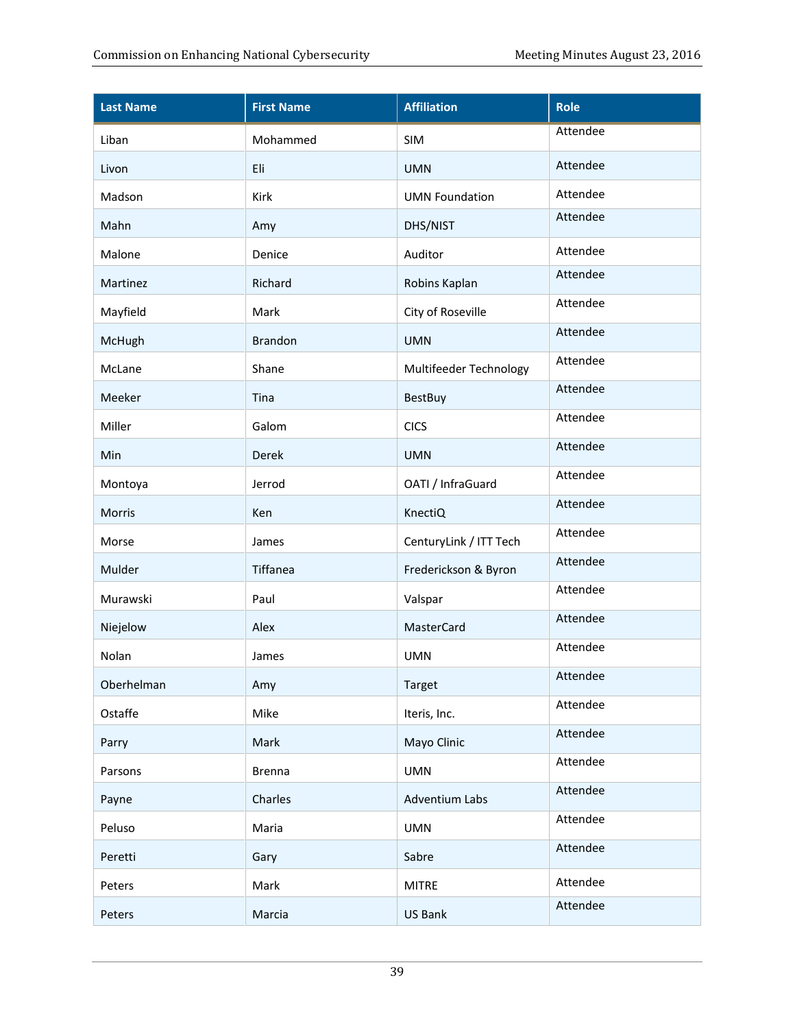| Last Name | First Name | Affiliation | Role |
| --- | --- | --- | --- |
| Liban | Mohammed | SIM | Attendee |
| Livon | Eli | UMN | Attendee |
| Madson | Kirk | UMN Foundation | Attendee |
| Mahn | Amy | DHS/NIST | Attendee |
| Malone | Denice | Auditor | Attendee |
| Martinez | Richard | Robins Kaplan | Attendee |
| Mayfield | Mark | City of Roseville | Attendee |
| McHugh | Brandon | UMN | Attendee |
| McLane | Shane | Multifeeder Technology | Attendee |
| Meeker | Tina | BestBuy | Attendee |
| Miller | Galom | CICS | Attendee |
| Min | Derek | UMN | Attendee |
| Montoya | Jerrod | OATI / InfraGuard | Attendee |
| Morris | Ken | KnectiQ | Attendee |
| Morse | James | CenturyLink / ITT Tech | Attendee |
| Mulder | Tiffanea | Frederickson & Byron | Attendee |
| Murawski | Paul | Valspar | Attendee |
| Niejelow | Alex | MasterCard | Attendee |
| Nolan | James | UMN | Attendee |
| Oberhelman | Amy | Target | Attendee |
| Ostaffe | Mike | Iteris, Inc. | Attendee |
| Parry | Mark | Mayo Clinic | Attendee |
| Parsons | Brenna | UMN | Attendee |
| Payne | Charles | Adventium Labs | Attendee |
| Peluso | Maria | UMN | Attendee |
| Peretti | Gary | Sabre | Attendee |
| Peters | Mark | MITRE | Attendee |
| Peters | Marcia | US Bank | Attendee |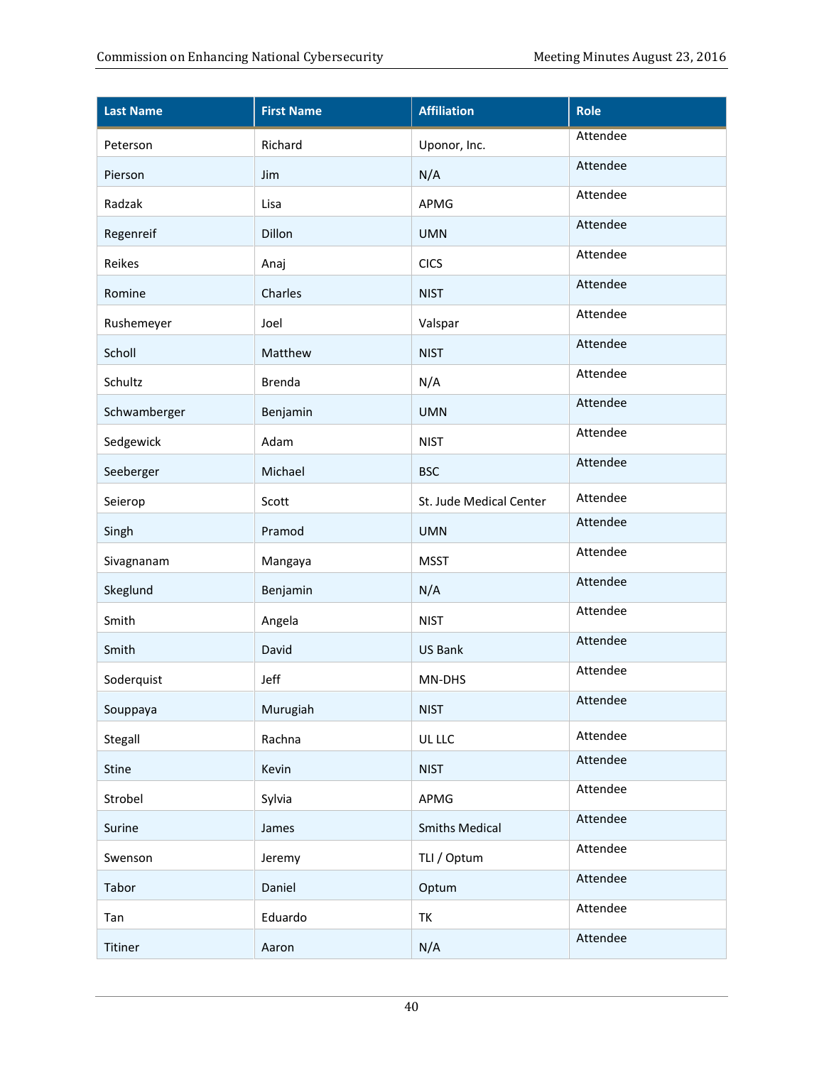| Last Name | First Name | Affiliation | Role |
|---|---|---|---|
| Peterson | Richard | Uponor, Inc. | Attendee |
| Pierson | Jim | N/A | Attendee |
| Radzak | Lisa | APMG | Attendee |
| Regenreif | Dillon | UMN | Attendee |
| Reikes | Anaj | CICS | Attendee |
| Romine | Charles | NIST | Attendee |
| Rushemeyer | Joel | Valspar | Attendee |
| Scholl | Matthew | NIST | Attendee |
| Schultz | Brenda | N/A | Attendee |
| Schwamberger | Benjamin | UMN | Attendee |
| Sedgewick | Adam | NIST | Attendee |
| Seeberger | Michael | BSC | Attendee |
| Seierop | Scott | St. Jude Medical Center | Attendee |
| Singh | Pramod | UMN | Attendee |
| Sivagnanam | Mangaya | MSST | Attendee |
| Skeglund | Benjamin | N/A | Attendee |
| Smith | Angela | NIST | Attendee |
| Smith | David | US Bank | Attendee |
| Soderquist | Jeff | MN-DHS | Attendee |
| Souppaya | Murugiah | NIST | Attendee |
| Stegall | Rachna | UL LLC | Attendee |
| Stine | Kevin | NIST | Attendee |
| Strobel | Sylvia | APMG | Attendee |
| Surine | James | Smiths Medical | Attendee |
| Swenson | Jeremy | TLI / Optum | Attendee |
| Tabor | Daniel | Optum | Attendee |
| Tan | Eduardo | TK | Attendee |
| Titiner | Aaron | N/A | Attendee |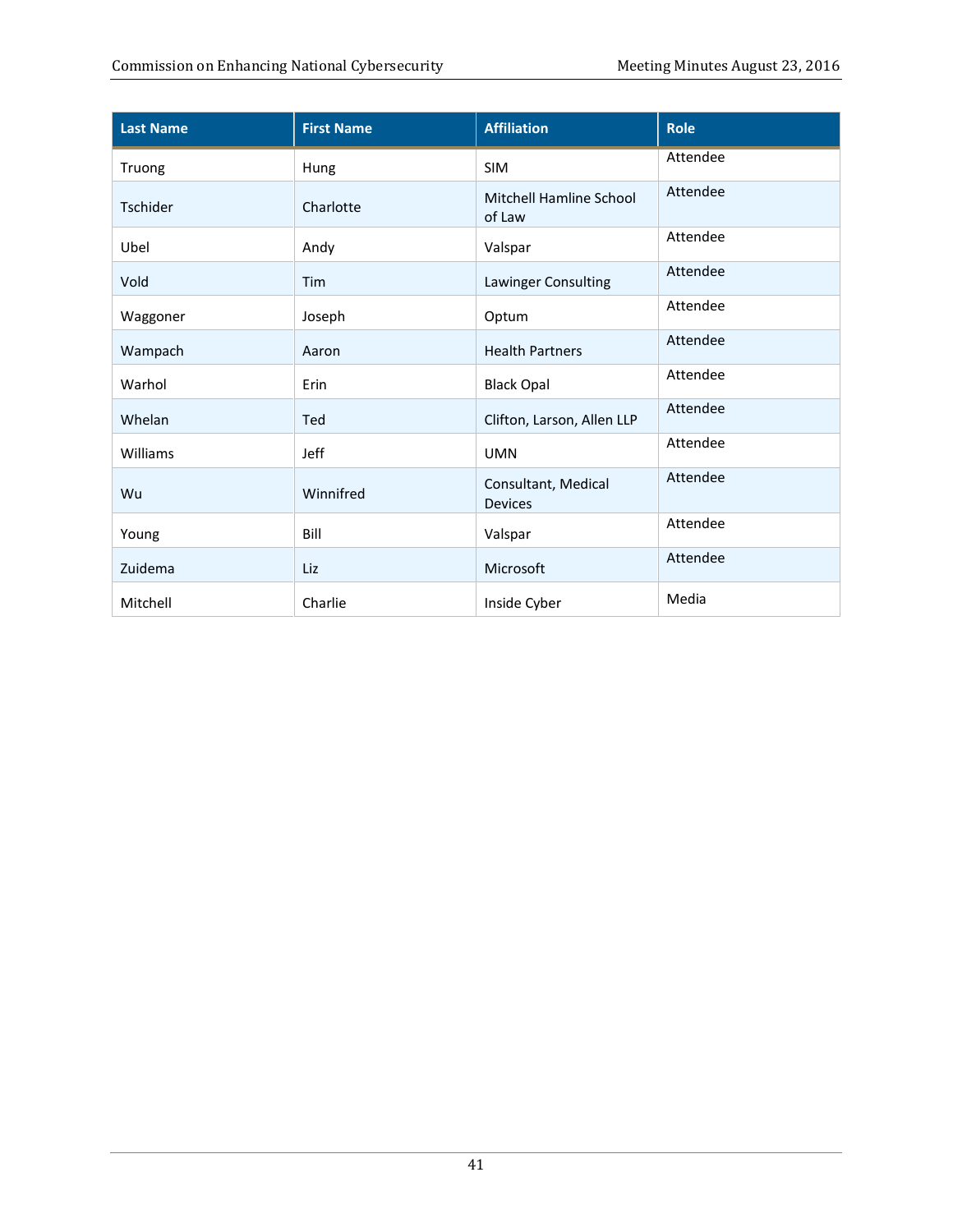| Last Name | First Name | Affiliation | Role |
| --- | --- | --- | --- |
| Truong | Hung | SIM | Attendee |
| Tschider | Charlotte | Mitchell Hamline School of Law | Attendee |
| Ubel | Andy | Valspar | Attendee |
| Vold | Tim | Lawinger Consulting | Attendee |
| Waggoner | Joseph | Optum | Attendee |
| Wampach | Aaron | Health Partners | Attendee |
| Warhol | Erin | Black Opal | Attendee |
| Whelan | Ted | Clifton, Larson, Allen LLP | Attendee |
| Williams | Jeff | UMN | Attendee |
| Wu | Winnifred | Consultant, Medical Devices | Attendee |
| Young | Bill | Valspar | Attendee |
| Zuidema | Liz | Microsoft | Attendee |
| Mitchell | Charlie | Inside Cyber | Media |